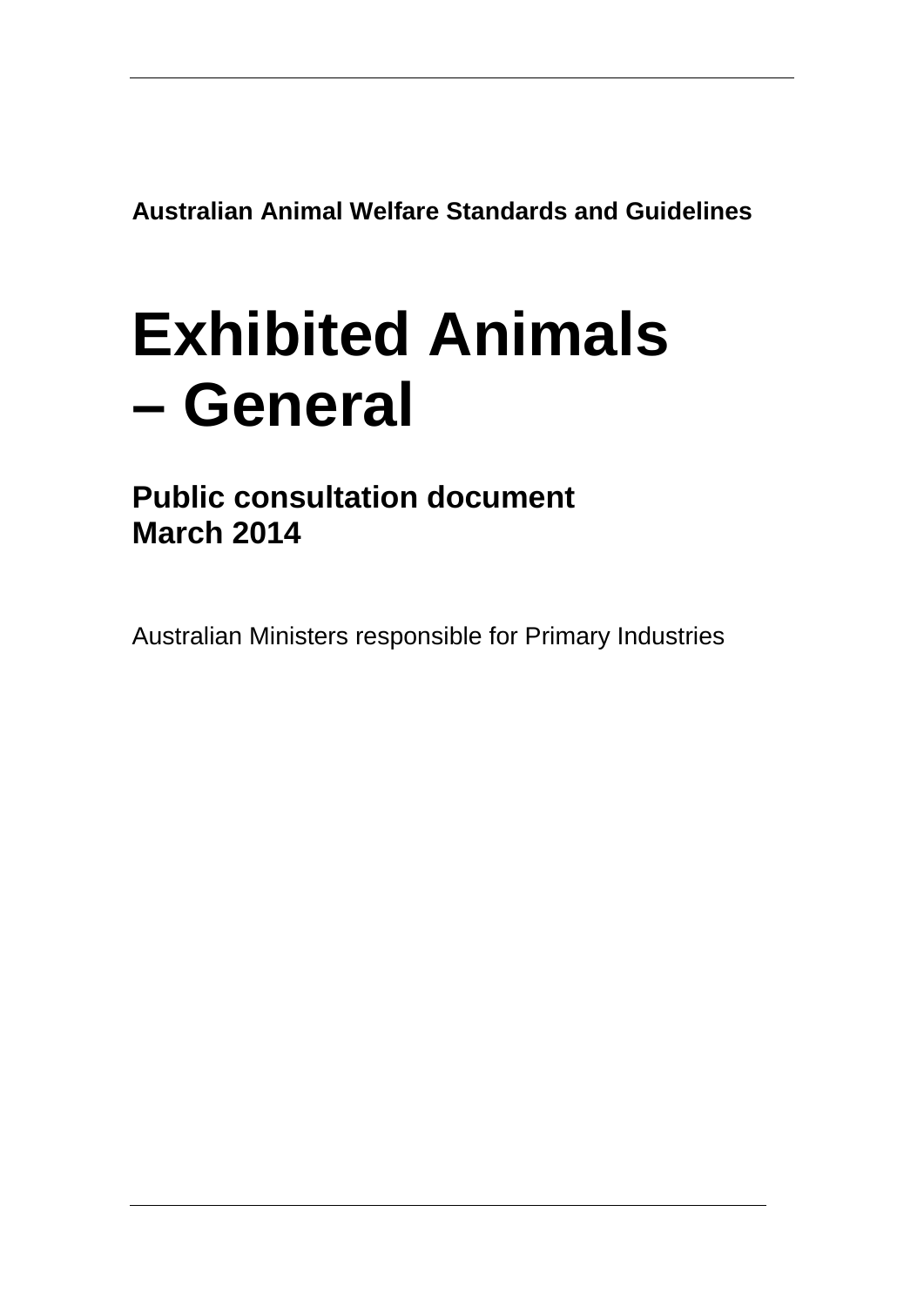**Australian Animal Welfare Standards and Guidelines**

# Exhibited Animals – General

## Public consultation document
## March 2014

Australian Ministers responsible for Primary Industries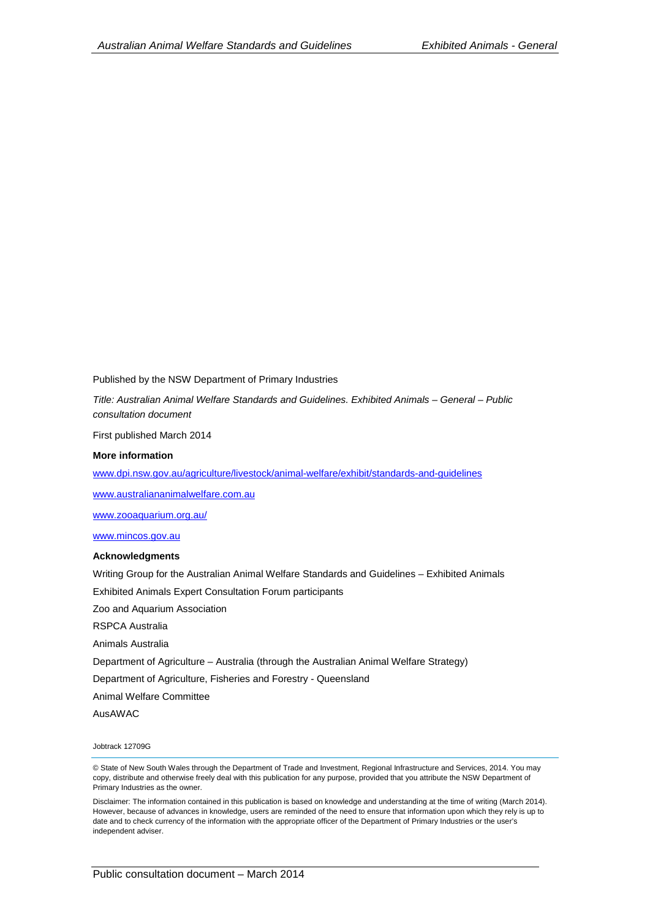Published by the NSW Department of Primary Industries

*Title: Australian Animal Welfare Standards and Guidelines. Exhibited Animals – General – Public consultation document*

First published March 2014

**More information**

www.dpi.nsw.gov.au/agriculture/livestock/animal-welfare/exhibit/standards-and-guidelines

www.australiananimalwelfare.com.au

www.zooaquarium.org.au/

www.mincos.gov.au

**Acknowledgments**

Writing Group for the Australian Animal Welfare Standards and Guidelines – Exhibited Animals

Exhibited Animals Expert Consultation Forum participants

Zoo and Aquarium Association

RSPCA Australia

Animals Australia

Department of Agriculture – Australia (through the Australian Animal Welfare Strategy)

Department of Agriculture, Fisheries and Forestry - Queensland

Animal Welfare Committee

AusAWAC

Jobtrack 12709G

© State of New South Wales through the Department of Trade and Investment, Regional Infrastructure and Services, 2014. You may copy, distribute and otherwise freely deal with this publication for any purpose, provided that you attribute the NSW Department of Primary Industries as the owner.

Disclaimer: The information contained in this publication is based on knowledge and understanding at the time of writing (March 2014). However, because of advances in knowledge, users are reminded of the need to ensure that information upon which they rely is up to date and to check currency of the information with the appropriate officer of the Department of Primary Industries or the user's independent adviser.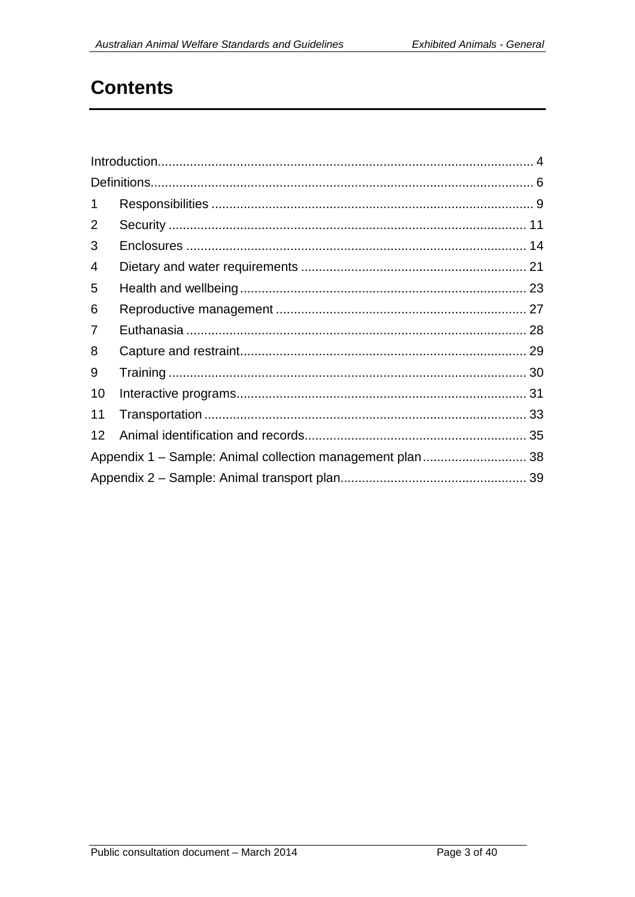# Contents

Introduction........................................................................................................ 4
Definitions.......................................................................................................... 6
1 Responsibilities ......................................................................................... 9
2 Security ................................................................................................... 11
3 Enclosures .............................................................................................. 14
4 Dietary and water requirements .............................................................. 21
5 Health and wellbeing ............................................................................... 23
6 Reproductive management ..................................................................... 27
7 Euthanasia .............................................................................................. 28
8 Capture and restraint............................................................................... 29
9 Training ................................................................................................... 30
10 Interactive programs................................................................................ 31
11 Transportation ......................................................................................... 33
12 Animal identification and records............................................................. 35
Appendix 1 – Sample: Animal collection management plan............................. 38
Appendix 2 – Sample: Animal transport plan.................................................... 39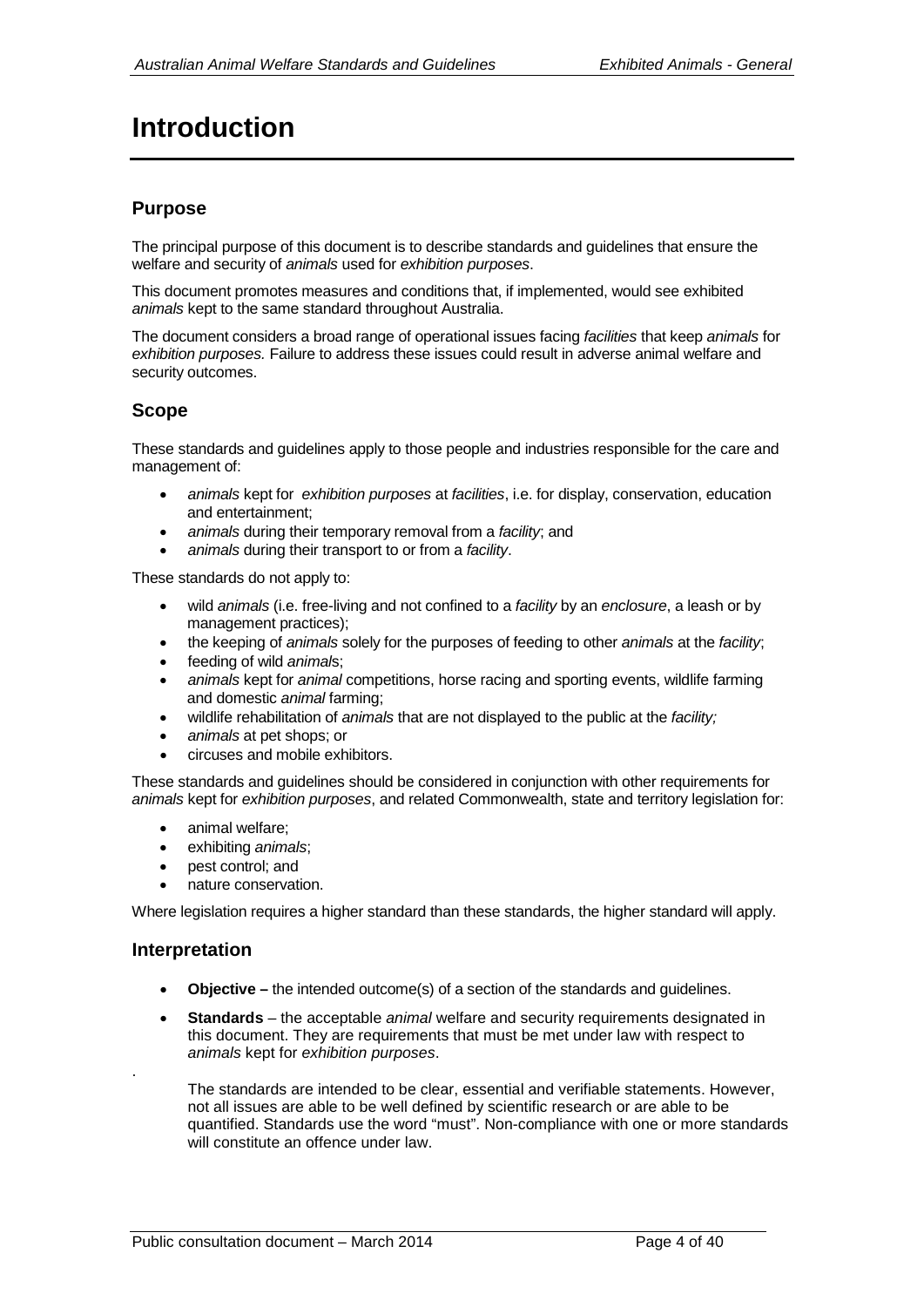# Introduction

## Purpose

The principal purpose of this document is to describe standards and guidelines that ensure the welfare and security of *animals* used for *exhibition purposes*.

This document promotes measures and conditions that, if implemented, would see exhibited *animals* kept to the same standard throughout Australia.

The document considers a broad range of operational issues facing *facilities* that keep *animals* for *exhibition purposes.* Failure to address these issues could result in adverse animal welfare and security outcomes.

## Scope

These standards and guidelines apply to those people and industries responsible for the care and management of:

- *animals* kept for *exhibition purposes* at *facilities*, i.e. for display, conservation, education and entertainment;
- *animals* during their temporary removal from a *facility*; and
- *animals* during their transport to or from a *facility*.

These standards do not apply to:

- wild *animals* (i.e. free-living and not confined to a *facility* by an *enclosure*, a leash or by management practices);
- the keeping of *animals* solely for the purposes of feeding to other *animals* at the *facility*;
- feeding of wild *animals*;
- *animals* kept for *animal* competitions, horse racing and sporting events, wildlife farming and domestic *animal* farming;
- wildlife rehabilitation of *animals* that are not displayed to the public at the *facility;*
- *animals* at pet shops; or
- circuses and mobile exhibitors.

These standards and guidelines should be considered in conjunction with other requirements for *animals* kept for *exhibition purposes*, and related Commonwealth, state and territory legislation for:

- animal welfare;
- exhibiting *animals*;
- pest control; and
- nature conservation.

Where legislation requires a higher standard than these standards, the higher standard will apply.

## Interpretation

- **Objective –** the intended outcome(s) of a section of the standards and guidelines.
- **Standards** – the acceptable *animal* welfare and security requirements designated in this document. They are requirements that must be met under law with respect to *animals* kept for *exhibition purposes*.

  The standards are intended to be clear, essential and verifiable statements. However, not all issues are able to be well defined by scientific research or are able to be quantified. Standards use the word "must". Non-compliance with one or more standards will constitute an offence under law.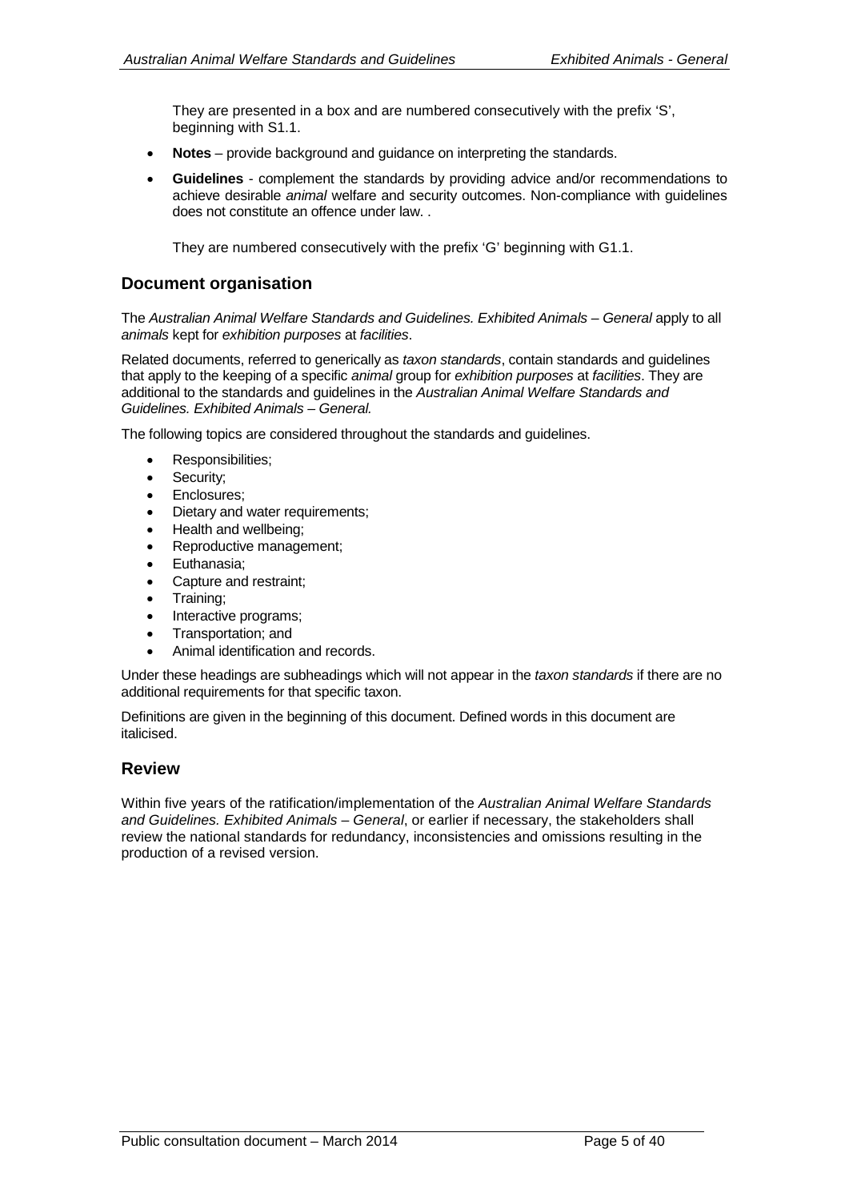They are presented in a box and are numbered consecutively with the prefix 'S', beginning with S1.1.

- **Notes** – provide background and guidance on interpreting the standards.
- **Guidelines** - complement the standards by providing advice and/or recommendations to achieve desirable *animal* welfare and security outcomes. Non-compliance with guidelines does not constitute an offence under law. .

  They are numbered consecutively with the prefix 'G' beginning with G1.1.

## Document organisation

The *Australian Animal Welfare Standards and Guidelines. Exhibited Animals – General* apply to all *animals* kept for *exhibition purposes* at *facilities*.

Related documents, referred to generically as *taxon standards*, contain standards and guidelines that apply to the keeping of a specific *animal* group for *exhibition purposes* at *facilities*. They are additional to the standards and guidelines in the *Australian Animal Welfare Standards and Guidelines. Exhibited Animals – General.*

The following topics are considered throughout the standards and guidelines.

- Responsibilities;
- Security;
- Enclosures;
- Dietary and water requirements;
- Health and wellbeing;
- Reproductive management;
- Euthanasia;
- Capture and restraint;
- Training;
- Interactive programs;
- Transportation; and
- Animal identification and records.

Under these headings are subheadings which will not appear in the *taxon standards* if there are no additional requirements for that specific taxon.

Definitions are given in the beginning of this document. Defined words in this document are italicised.

## Review

Within five years of the ratification/implementation of the *Australian Animal Welfare Standards and Guidelines. Exhibited Animals – General*, or earlier if necessary, the stakeholders shall review the national standards for redundancy, inconsistencies and omissions resulting in the production of a revised version.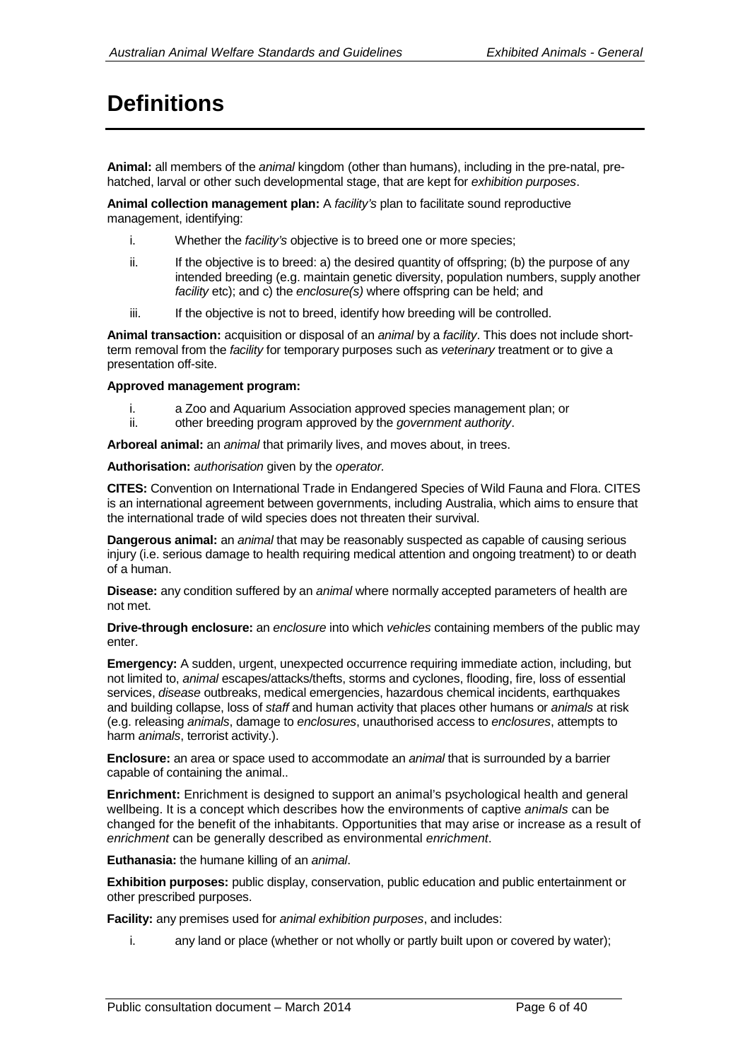# Definitions

**Animal:** all members of the *animal* kingdom (other than humans), including in the pre-natal, pre-hatched, larval or other such developmental stage, that are kept for *exhibition purposes*.

**Animal collection management plan:** A *facility's* plan to facilitate sound reproductive management, identifying:

i. Whether the *facility's* objective is to breed one or more species;

ii. If the objective is to breed: a) the desired quantity of offspring; (b) the purpose of any intended breeding (e.g. maintain genetic diversity, population numbers, supply another *facility* etc); and c) the *enclosure(s)* where offspring can be held; and

iii. If the objective is not to breed, identify how breeding will be controlled.

**Animal transaction:** acquisition or disposal of an *animal* by a *facility*. This does not include short-term removal from the *facility* for temporary purposes such as *veterinary* treatment or to give a presentation off-site.

**Approved management program:**

i. a Zoo and Aquarium Association approved species management plan; or
ii. other breeding program approved by the *government authority*.

**Arboreal animal:** an *animal* that primarily lives, and moves about, in trees.

**Authorisation:** *authorisation* given by the *operator.*

**CITES:** Convention on International Trade in Endangered Species of Wild Fauna and Flora. CITES is an international agreement between governments, including Australia, which aims to ensure that the international trade of wild species does not threaten their survival.

**Dangerous animal:** an *animal* that may be reasonably suspected as capable of causing serious injury (i.e. serious damage to health requiring medical attention and ongoing treatment) to or death of a human.

**Disease:** any condition suffered by an *animal* where normally accepted parameters of health are not met.

**Drive-through enclosure:** an *enclosure* into which *vehicles* containing members of the public may enter.

**Emergency:** A sudden, urgent, unexpected occurrence requiring immediate action, including, but not limited to, *animal* escapes/attacks/thefts, storms and cyclones, flooding, fire, loss of essential services, *disease* outbreaks, medical emergencies, hazardous chemical incidents, earthquakes and building collapse, loss of *staff* and human activity that places other humans or *animals* at risk (e.g. releasing *animals*, damage to *enclosures*, unauthorised access to *enclosures*, attempts to harm *animals*, terrorist activity.).

**Enclosure:** an area or space used to accommodate an *animal* that is surrounded by a barrier capable of containing the animal..

**Enrichment:** Enrichment is designed to support an animal's psychological health and general wellbeing. It is a concept which describes how the environments of captive *animals* can be changed for the benefit of the inhabitants. Opportunities that may arise or increase as a result of *enrichment* can be generally described as environmental *enrichment*.

**Euthanasia:** the humane killing of an *animal*.

**Exhibition purposes:** public display, conservation, public education and public entertainment or other prescribed purposes.

**Facility:** any premises used for *animal exhibition purposes*, and includes:

i. any land or place (whether or not wholly or partly built upon or covered by water);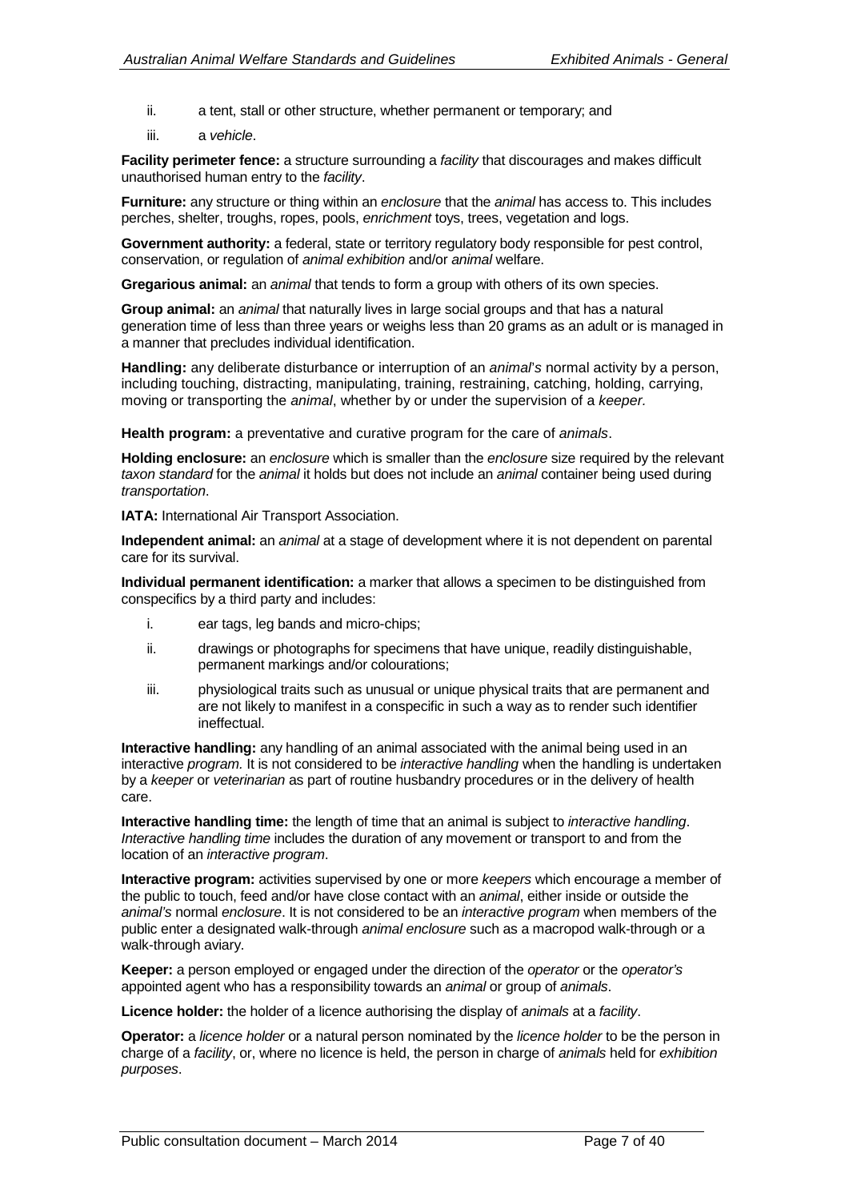ii. a tent, stall or other structure, whether permanent or temporary; and

iii. a *vehicle*.

**Facility perimeter fence:** a structure surrounding a *facility* that discourages and makes difficult unauthorised human entry to the *facility*.

**Furniture:** any structure or thing within an *enclosure* that the *animal* has access to. This includes perches, shelter, troughs, ropes, pools, *enrichment* toys, trees, vegetation and logs.

**Government authority:** a federal, state or territory regulatory body responsible for pest control, conservation, or regulation of *animal exhibition* and/or *animal* welfare.

**Gregarious animal:** an *animal* that tends to form a group with others of its own species.

**Group animal:** an *animal* that naturally lives in large social groups and that has a natural generation time of less than three years or weighs less than 20 grams as an adult or is managed in a manner that precludes individual identification.

**Handling:** any deliberate disturbance or interruption of an *animal's* normal activity by a person, including touching, distracting, manipulating, training, restraining, catching, holding, carrying, moving or transporting the *animal*, whether by or under the supervision of a *keeper.*

**Health program:** a preventative and curative program for the care of *animals*.

**Holding enclosure:** an *enclosure* which is smaller than the *enclosure* size required by the relevant *taxon standard* for the *animal* it holds but does not include an *animal* container being used during *transportation*.

**IATA:** International Air Transport Association.

**Independent animal:** an *animal* at a stage of development where it is not dependent on parental care for its survival.

**Individual permanent identification:** a marker that allows a specimen to be distinguished from conspecifics by a third party and includes:

i. ear tags, leg bands and micro-chips;

ii. drawings or photographs for specimens that have unique, readily distinguishable, permanent markings and/or colourations;

iii. physiological traits such as unusual or unique physical traits that are permanent and are not likely to manifest in a conspecific in such a way as to render such identifier ineffectual.

**Interactive handling:** any handling of an animal associated with the animal being used in an interactive *program.* It is not considered to be *interactive handling* when the handling is undertaken by a *keeper* or *veterinarian* as part of routine husbandry procedures or in the delivery of health care.

**Interactive handling time:** the length of time that an animal is subject to *interactive handling*. *Interactive handling time* includes the duration of any movement or transport to and from the location of an *interactive program*.

**Interactive program:** activities supervised by one or more *keepers* which encourage a member of the public to touch, feed and/or have close contact with an *animal*, either inside or outside the *animal's* normal *enclosure*. It is not considered to be an *interactive program* when members of the public enter a designated walk-through *animal enclosure* such as a macropod walk-through or a walk-through aviary.

**Keeper:** a person employed or engaged under the direction of the *operator* or the *operator's* appointed agent who has a responsibility towards an *animal* or group of *animals*.

**Licence holder:** the holder of a licence authorising the display of *animals* at a *facility*.

**Operator:** a *licence holder* or a natural person nominated by the *licence holder* to be the person in charge of a *facility*, or, where no licence is held, the person in charge of *animals* held for *exhibition purposes*.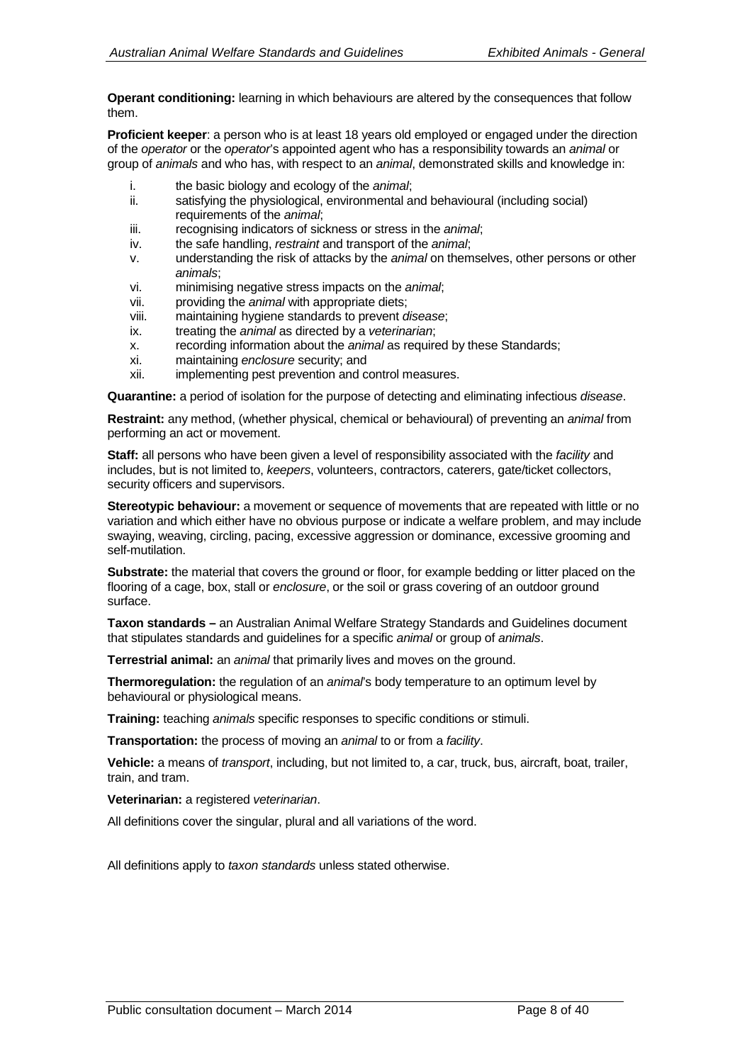**Operant conditioning:** learning in which behaviours are altered by the consequences that follow them.

**Proficient keeper**: a person who is at least 18 years old employed or engaged under the direction of the *operator* or the *operator*'s appointed agent who has a responsibility towards an *animal* or group of *animals* and who has, with respect to an *animal*, demonstrated skills and knowledge in:

i. the basic biology and ecology of the *animal*;
ii. satisfying the physiological, environmental and behavioural (including social) requirements of the *animal*;
iii. recognising indicators of sickness or stress in the *animal*;
iv. the safe handling, *restraint* and transport of the *animal*;
v. understanding the risk of attacks by the *animal* on themselves, other persons or other *animals*;
vi. minimising negative stress impacts on the *animal*;
vii. providing the *animal* with appropriate diets;
viii. maintaining hygiene standards to prevent *disease*;
ix. treating the *animal* as directed by a *veterinarian*;
x. recording information about the *animal* as required by these Standards;
xi. maintaining *enclosure* security; and
xii. implementing pest prevention and control measures.

**Quarantine:** a period of isolation for the purpose of detecting and eliminating infectious *disease*.

**Restraint:** any method, (whether physical, chemical or behavioural) of preventing an *animal* from performing an act or movement.

**Staff:** all persons who have been given a level of responsibility associated with the *facility* and includes, but is not limited to, *keepers*, volunteers, contractors, caterers, gate/ticket collectors, security officers and supervisors.

**Stereotypic behaviour:** a movement or sequence of movements that are repeated with little or no variation and which either have no obvious purpose or indicate a welfare problem, and may include swaying, weaving, circling, pacing, excessive aggression or dominance, excessive grooming and self-mutilation.

**Substrate:** the material that covers the ground or floor, for example bedding or litter placed on the flooring of a cage, box, stall or *enclosure*, or the soil or grass covering of an outdoor ground surface.

**Taxon standards –** an Australian Animal Welfare Strategy Standards and Guidelines document that stipulates standards and guidelines for a specific *animal* or group of *animals*.

**Terrestrial animal:** an *animal* that primarily lives and moves on the ground.

**Thermoregulation:** the regulation of an *animal*'s body temperature to an optimum level by behavioural or physiological means.

**Training:** teaching *animals* specific responses to specific conditions or stimuli.

**Transportation:** the process of moving an *animal* to or from a *facility*.

**Vehicle:** a means of *transport*, including, but not limited to, a car, truck, bus, aircraft, boat, trailer, train, and tram.

**Veterinarian:** a registered *veterinarian*.

All definitions cover the singular, plural and all variations of the word.

All definitions apply to *taxon standards* unless stated otherwise.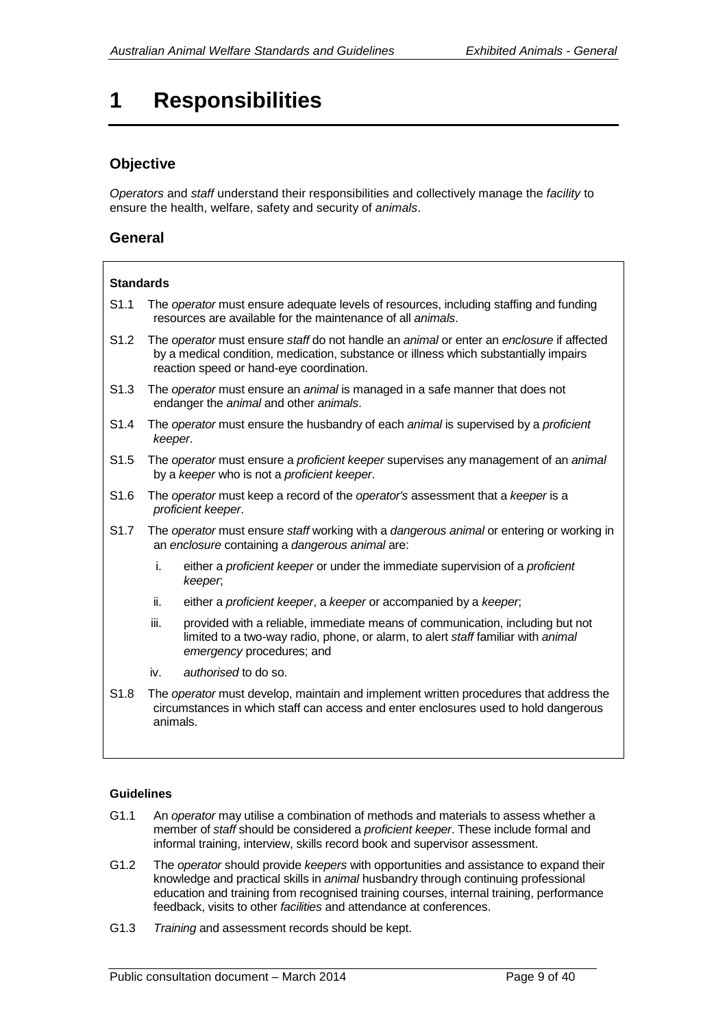# 1 Responsibilities

## Objective

*Operators* and *staff* understand their responsibilities and collectively manage the *facility* to ensure the health, welfare, safety and security of *animals*.

## General

**Standards**

S1.1 The *operator* must ensure adequate levels of resources, including staffing and funding resources are available for the maintenance of all *animals*.

S1.2 The *operator* must ensure *staff* do not handle an *animal* or enter an *enclosure* if affected by a medical condition, medication, substance or illness which substantially impairs reaction speed or hand-eye coordination.

S1.3 The *operator* must ensure an *animal* is managed in a safe manner that does not endanger the *animal* and other *animals*.

S1.4 The *operator* must ensure the husbandry of each *animal* is supervised by a *proficient keeper*.

S1.5 The *operator* must ensure a *proficient keeper* supervises any management of an *animal* by a *keeper* who is not a *proficient keeper*.

S1.6 The *operator* must keep a record of the *operator's* assessment that a *keeper* is a *proficient keeper*.

S1.7 The *operator* must ensure *staff* working with a *dangerous animal* or entering or working in an *enclosure* containing a *dangerous animal* are:

i. either a *proficient keeper* or under the immediate supervision of a *proficient keeper*;

ii. either a *proficient keeper*, a *keeper* or accompanied by a *keeper*;

iii. provided with a reliable, immediate means of communication, including but not limited to a two-way radio, phone, or alarm, to alert *staff* familiar with *animal emergency* procedures; and

iv. *authorised* to do so.

S1.8 The *operator* must develop, maintain and implement written procedures that address the circumstances in which staff can access and enter enclosures used to hold dangerous animals.

**Guidelines**

G1.1 An *operator* may utilise a combination of methods and materials to assess whether a member of *staff* should be considered a *proficient keeper*. These include formal and informal training, interview, skills record book and supervisor assessment.

G1.2 The *operator* should provide *keepers* with opportunities and assistance to expand their knowledge and practical skills in *animal* husbandry through continuing professional education and training from recognised training courses, internal training, performance feedback, visits to other *facilities* and attendance at conferences.

G1.3 *Training* and assessment records should be kept.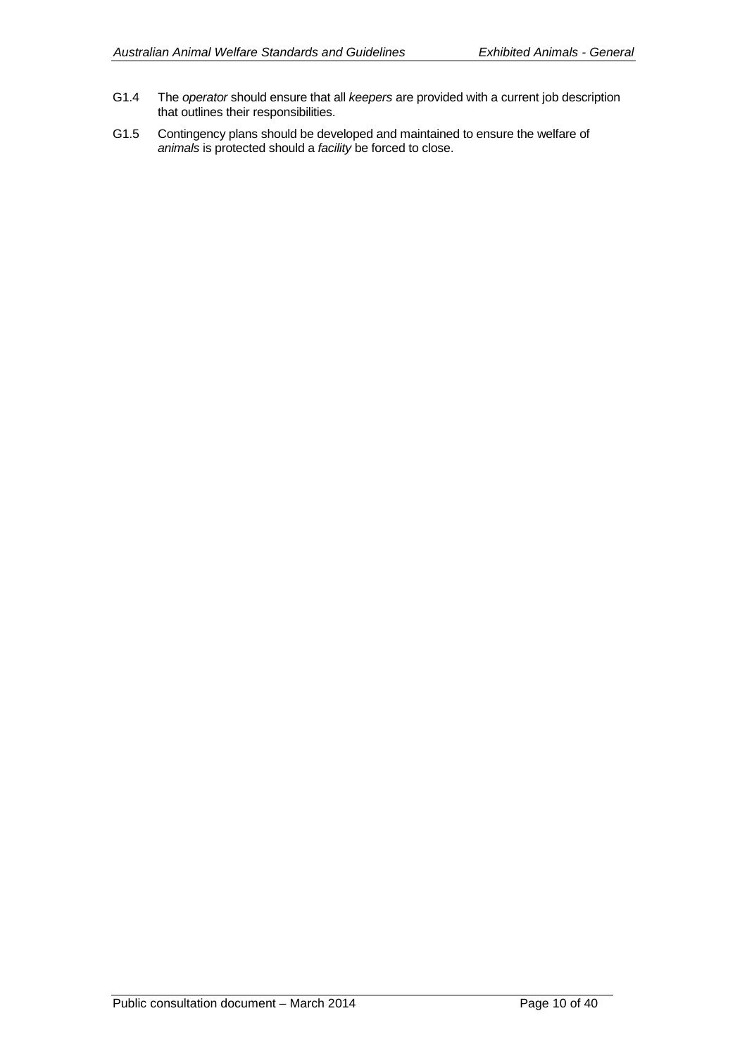G1.4 The *operator* should ensure that all *keepers* are provided with a current job description that outlines their responsibilities.

G1.5 Contingency plans should be developed and maintained to ensure the welfare of *animals* is protected should a *facility* be forced to close.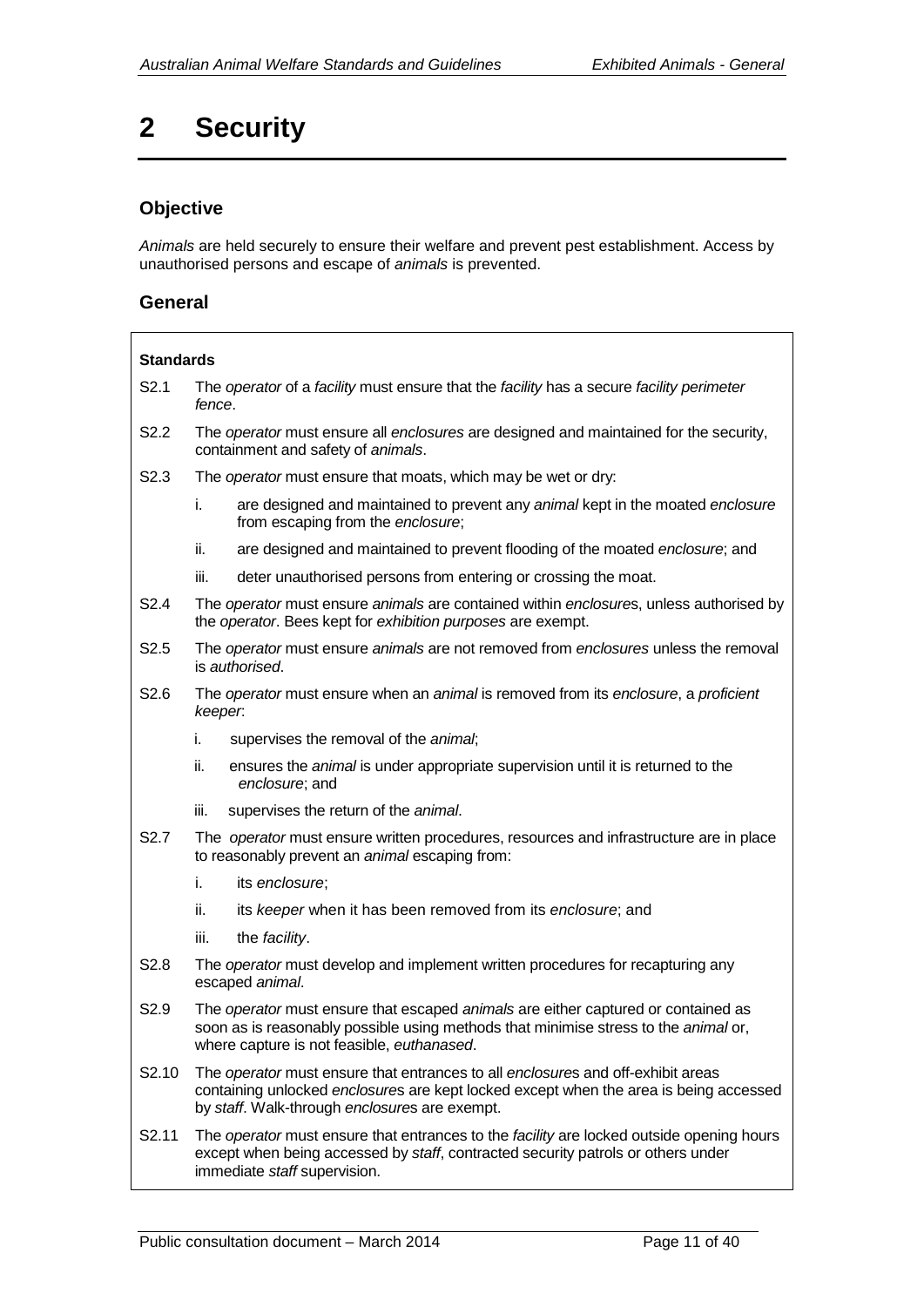# 2 Security

## Objective

*Animals* are held securely to ensure their welfare and prevent pest establishment. Access by unauthorised persons and escape of *animals* is prevented.

## General

**Standards**

S2.1 The *operator* of a *facility* must ensure that the *facility* has a secure *facility perimeter fence*.

S2.2 The *operator* must ensure all *enclosures* are designed and maintained for the security, containment and safety of *animals*.

S2.3 The *operator* must ensure that moats, which may be wet or dry:

- i. are designed and maintained to prevent any *animal* kept in the moated *enclosure* from escaping from the *enclosure*;
- ii. are designed and maintained to prevent flooding of the moated *enclosure*; and
- iii. deter unauthorised persons from entering or crossing the moat.

S2.4 The *operator* must ensure *animals* are contained within *enclosures*, unless authorised by the *operator*. Bees kept for *exhibition purposes* are exempt.

S2.5 The *operator* must ensure *animals* are not removed from *enclosures* unless the removal is *authorised*.

S2.6 The *operator* must ensure when an *animal* is removed from its *enclosure*, a *proficient keeper*:

- i. supervises the removal of the *animal*;
- ii. ensures the *animal* is under appropriate supervision until it is returned to the *enclosure*; and
- iii. supervises the return of the *animal*.

S2.7 The *operator* must ensure written procedures, resources and infrastructure are in place to reasonably prevent an *animal* escaping from:

- i. its *enclosure*;
- ii. its *keeper* when it has been removed from its *enclosure*; and
- iii. the *facility*.

S2.8 The *operator* must develop and implement written procedures for recapturing any escaped *animal*.

S2.9 The *operator* must ensure that escaped *animals* are either captured or contained as soon as is reasonably possible using methods that minimise stress to the *animal* or, where capture is not feasible, *euthanased*.

S2.10 The *operator* must ensure that entrances to all *enclosures* and off-exhibit areas containing unlocked *enclosures* are kept locked except when the area is being accessed by *staff*. Walk-through *enclosures* are exempt.

S2.11 The *operator* must ensure that entrances to the *facility* are locked outside opening hours except when being accessed by *staff*, contracted security patrols or others under immediate *staff* supervision.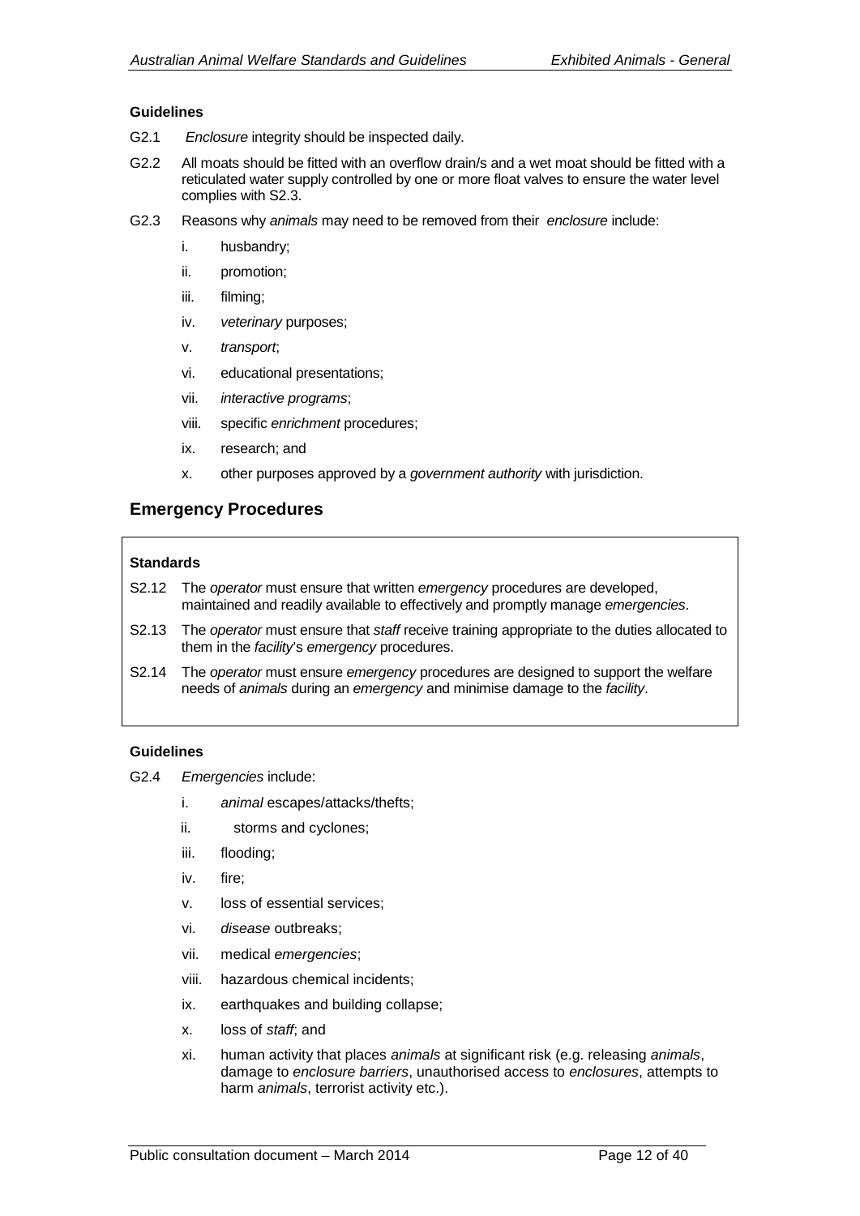#### Guidelines

G2.1 *Enclosure* integrity should be inspected daily.

G2.2 All moats should be fitted with an overflow drain/s and a wet moat should be fitted with a reticulated water supply controlled by one or more float valves to ensure the water level complies with S2.3.

G2.3 Reasons why *animals* may need to be removed from their *enclosure* include:

- i. husbandry;
- ii. promotion;
- iii. filming;
- iv. *veterinary* purposes;
- v. *transport*;
- vi. educational presentations;
- vii. *interactive programs*;
- viii. specific *enrichment* procedures;
- ix. research; and
- x. other purposes approved by a *government authority* with jurisdiction.

## Emergency Procedures

#### Standards

S2.12 The *operator* must ensure that written *emergency* procedures are developed, maintained and readily available to effectively and promptly manage *emergencies*.

S2.13 The *operator* must ensure that *staff* receive training appropriate to the duties allocated to them in the *facility*'s *emergency* procedures.

S2.14 The *operator* must ensure *emergency* procedures are designed to support the welfare needs of *animals* during an *emergency* and minimise damage to the *facility*.

#### Guidelines

G2.4 *Emergencies* include:

- i. *animal* escapes/attacks/thefts;
- ii. storms and cyclones;
- iii. flooding;
- iv. fire;
- v. loss of essential services;
- vi. *disease* outbreaks;
- vii. medical *emergencies*;
- viii. hazardous chemical incidents;
- ix. earthquakes and building collapse;
- x. loss of *staff*; and
- xi. human activity that places *animals* at significant risk (e.g. releasing *animals*, damage to *enclosure barriers*, unauthorised access to *enclosures*, attempts to harm *animals*, terrorist activity etc.).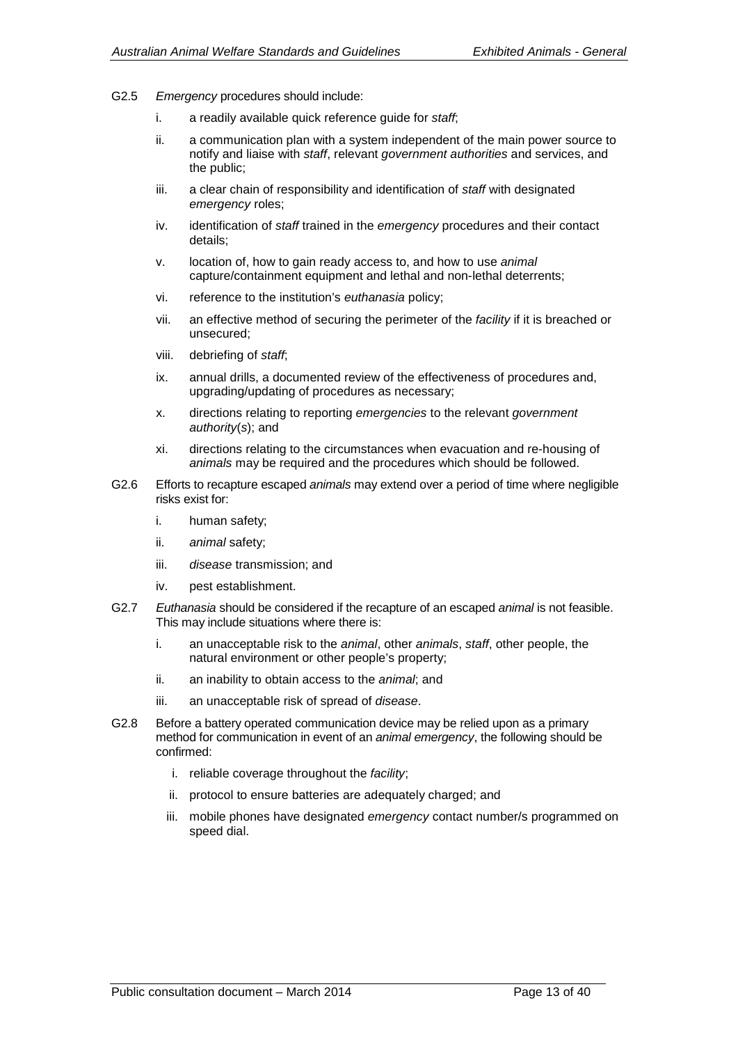G2.5 *Emergency* procedures should include:

   i. a readily available quick reference guide for *staff*;

   ii. a communication plan with a system independent of the main power source to notify and liaise with *staff*, relevant *government authorities* and services, and the public;

   iii. a clear chain of responsibility and identification of *staff* with designated *emergency* roles;

   iv. identification of *staff* trained in the *emergency* procedures and their contact details;

   v. location of, how to gain ready access to, and how to use *animal* capture/containment equipment and lethal and non-lethal deterrents;

   vi. reference to the institution's *euthanasia* policy;

   vii. an effective method of securing the perimeter of the *facility* if it is breached or unsecured;

   viii. debriefing of *staff*;

   ix. annual drills, a documented review of the effectiveness of procedures and, upgrading/updating of procedures as necessary;

   x. directions relating to reporting *emergencies* to the relevant *government authority*(*s*); and

   xi. directions relating to the circumstances when evacuation and re-housing of *animals* may be required and the procedures which should be followed.

G2.6 Efforts to recapture escaped *animals* may extend over a period of time where negligible risks exist for:

   i. human safety;

   ii. *animal* safety;

   iii. *disease* transmission; and

   iv. pest establishment.

G2.7 *Euthanasia* should be considered if the recapture of an escaped *animal* is not feasible. This may include situations where there is:

   i. an unacceptable risk to the *animal*, other *animals*, *staff*, other people, the natural environment or other people's property;

   ii. an inability to obtain access to the *animal*; and

   iii. an unacceptable risk of spread of *disease*.

G2.8 Before a battery operated communication device may be relied upon as a primary method for communication in event of an *animal emergency*, the following should be confirmed:

   i. reliable coverage throughout the *facility*;

   ii. protocol to ensure batteries are adequately charged; and

   iii. mobile phones have designated *emergency* contact number/s programmed on speed dial.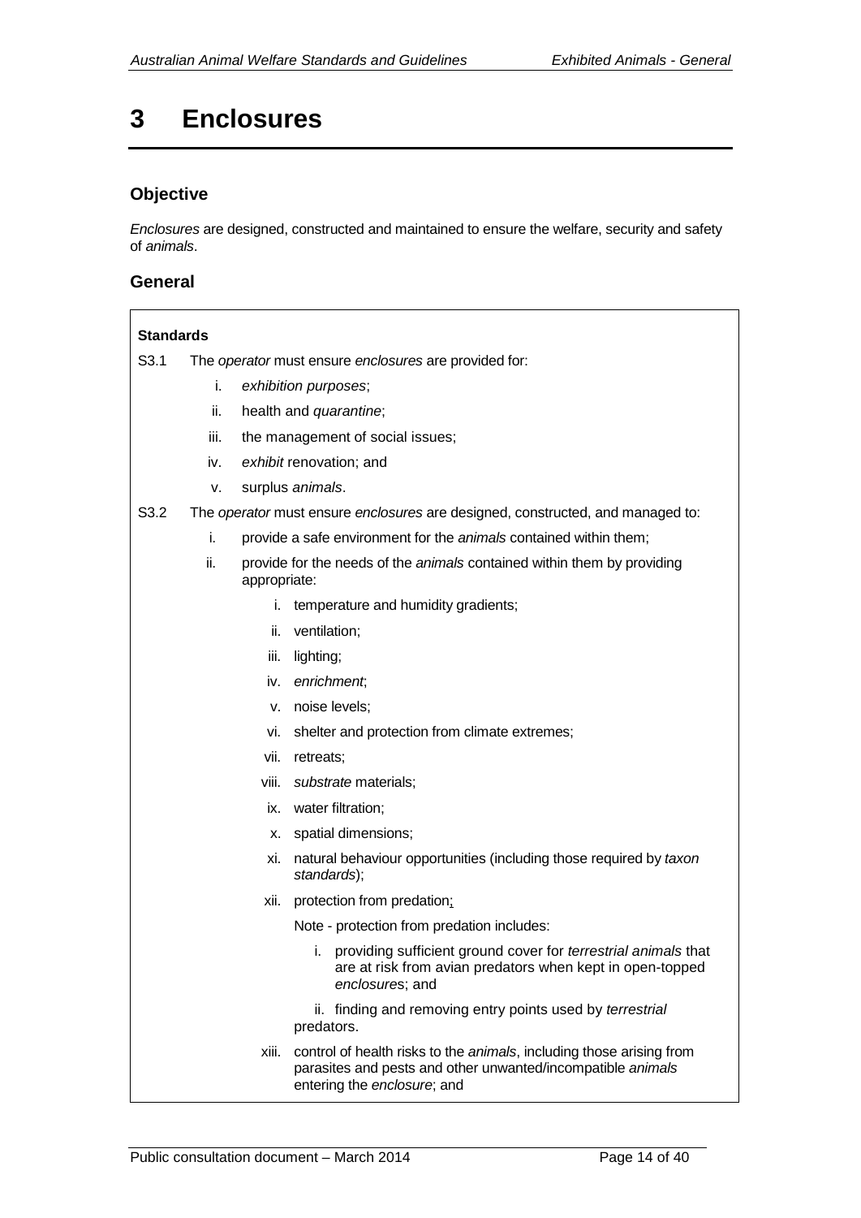# 3 Enclosures

## Objective

*Enclosures* are designed, constructed and maintained to ensure the welfare, security and safety of *animals*.

## General

**Standards**

S3.1 The *operator* must ensure *enclosures* are provided for:

- i. *exhibition purposes*;
- ii. health and *quarantine*;
- iii. the management of social issues;
- iv. *exhibit* renovation; and
- v. surplus *animals*.

S3.2 The *operator* must ensure *enclosures* are designed, constructed, and managed to:

- i. provide a safe environment for the *animals* contained within them;
- ii. provide for the needs of the *animals* contained within them by providing appropriate:
  - i. temperature and humidity gradients;
  - ii. ventilation;
  - iii. lighting;
  - iv. *enrichment*;
  - v. noise levels;
  - vi. shelter and protection from climate extremes;
  - vii. retreats;
  - viii. *substrate* materials;
  - ix. water filtration;
  - x. spatial dimensions;
  - xi. natural behaviour opportunities (including those required by *taxon standards*);
  - xii. protection from predation;

    Note - protection from predation includes:

    - i. providing sufficient ground cover for *terrestrial animals* that are at risk from avian predators when kept in open-topped *enclosures*; and
    - ii. finding and removing entry points used by *terrestrial* predators.
  - xiii. control of health risks to the *animals*, including those arising from parasites and pests and other unwanted/incompatible *animals* entering the *enclosure*; and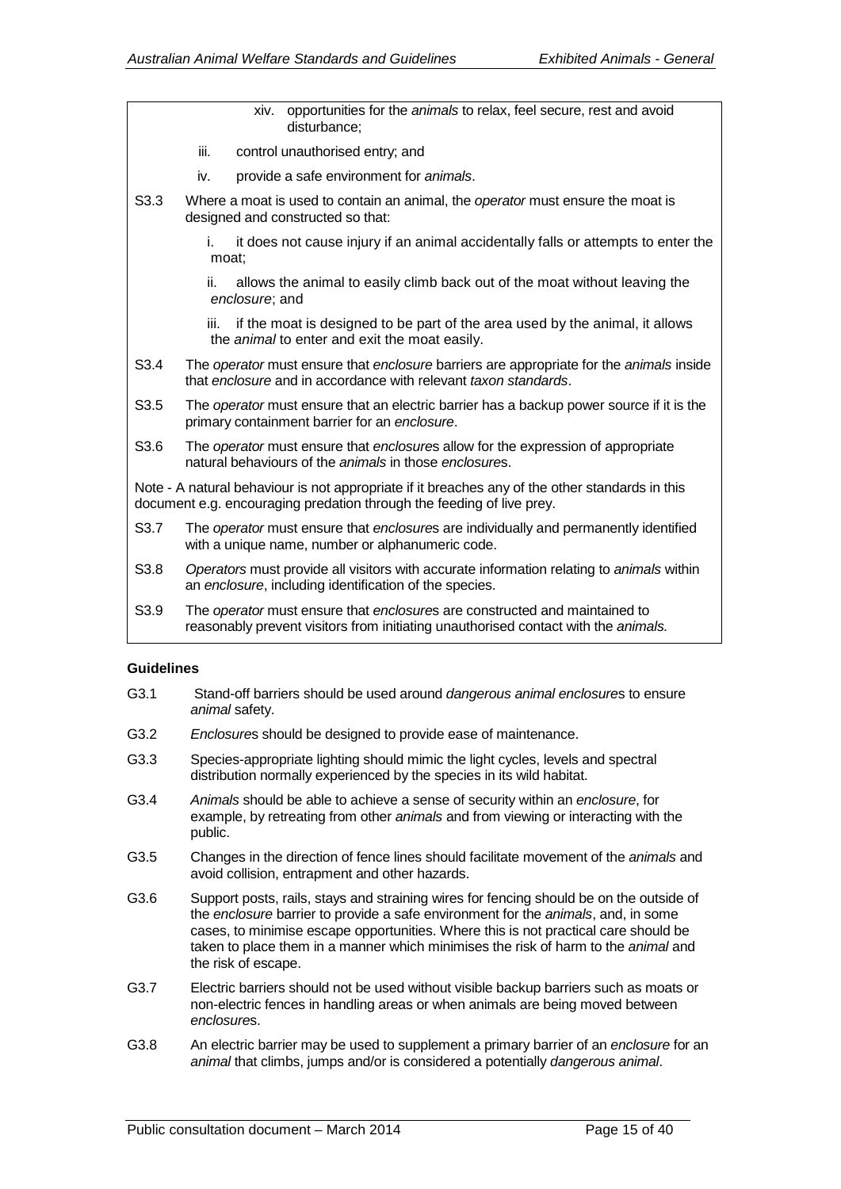xiv. opportunities for the *animals* to relax, feel secure, rest and avoid disturbance;

iii. control unauthorised entry; and

iv. provide a safe environment for *animals*.

S3.3 Where a moat is used to contain an animal, the *operator* must ensure the moat is designed and constructed so that:

i. it does not cause injury if an animal accidentally falls or attempts to enter the moat;

ii. allows the animal to easily climb back out of the moat without leaving the *enclosure*; and

iii. if the moat is designed to be part of the area used by the animal, it allows the *animal* to enter and exit the moat easily.

S3.4 The *operator* must ensure that *enclosure* barriers are appropriate for the *animals* inside that *enclosure* and in accordance with relevant *taxon standards*.

S3.5 The *operator* must ensure that an electric barrier has a backup power source if it is the primary containment barrier for an *enclosure*.

S3.6 The *operator* must ensure that *enclosure*s allow for the expression of appropriate natural behaviours of the *animals* in those *enclosure*s.

Note - A natural behaviour is not appropriate if it breaches any of the other standards in this document e.g. encouraging predation through the feeding of live prey.

S3.7 The *operator* must ensure that *enclosure*s are individually and permanently identified with a unique name, number or alphanumeric code.

S3.8 *Operators* must provide all visitors with accurate information relating to *animals* within an *enclosure*, including identification of the species.

S3.9 The *operator* must ensure that *enclosure*s are constructed and maintained to reasonably prevent visitors from initiating unauthorised contact with the *animals.*

**Guidelines**

G3.1 Stand-off barriers should be used around *dangerous animal enclosure*s to ensure *animal* safety.

G3.2 *Enclosure*s should be designed to provide ease of maintenance.

G3.3 Species-appropriate lighting should mimic the light cycles, levels and spectral distribution normally experienced by the species in its wild habitat.

G3.4 *Animals* should be able to achieve a sense of security within an *enclosure*, for example, by retreating from other *animals* and from viewing or interacting with the public.

G3.5 Changes in the direction of fence lines should facilitate movement of the *animals* and avoid collision, entrapment and other hazards.

G3.6 Support posts, rails, stays and straining wires for fencing should be on the outside of the *enclosure* barrier to provide a safe environment for the *animals*, and, in some cases, to minimise escape opportunities. Where this is not practical care should be taken to place them in a manner which minimises the risk of harm to the *animal* and the risk of escape.

G3.7 Electric barriers should not be used without visible backup barriers such as moats or non-electric fences in handling areas or when animals are being moved between *enclosure*s.

G3.8 An electric barrier may be used to supplement a primary barrier of an *enclosure* for an *animal* that climbs, jumps and/or is considered a potentially *dangerous animal*.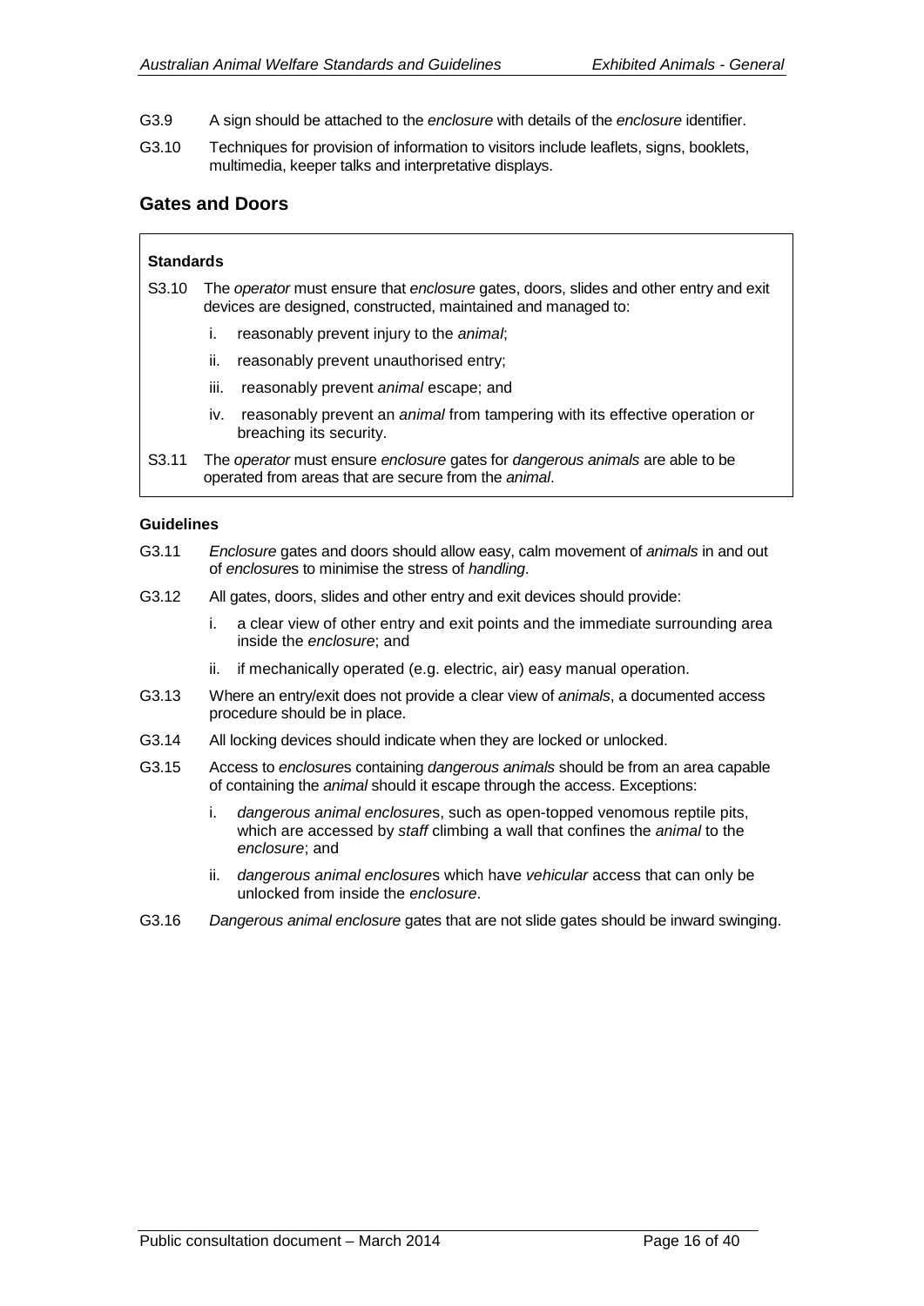G3.9 A sign should be attached to the *enclosure* with details of the *enclosure* identifier.

G3.10 Techniques for provision of information to visitors include leaflets, signs, booklets, multimedia, keeper talks and interpretative displays.

## Gates and Doors

**Standards**

S3.10 The *operator* must ensure that *enclosure* gates, doors, slides and other entry and exit devices are designed, constructed, maintained and managed to:

- i. reasonably prevent injury to the *animal*;
- ii. reasonably prevent unauthorised entry;
- iii. reasonably prevent *animal* escape; and
- iv. reasonably prevent an *animal* from tampering with its effective operation or breaching its security.

S3.11 The *operator* must ensure *enclosure* gates for *dangerous animals* are able to be operated from areas that are secure from the *animal*.

**Guidelines**

G3.11 *Enclosure* gates and doors should allow easy, calm movement of *animals* in and out of *enclosure*s to minimise the stress of *handling*.

G3.12 All gates, doors, slides and other entry and exit devices should provide:

- i. a clear view of other entry and exit points and the immediate surrounding area inside the *enclosure*; and
- ii. if mechanically operated (e.g. electric, air) easy manual operation.

G3.13 Where an entry/exit does not provide a clear view of *animals*, a documented access procedure should be in place.

G3.14 All locking devices should indicate when they are locked or unlocked.

G3.15 Access to *enclosure*s containing *dangerous animals* should be from an area capable of containing the *animal* should it escape through the access. Exceptions:

- i. *dangerous animal enclosure*s, such as open-topped venomous reptile pits, which are accessed by *staff* climbing a wall that confines the *animal* to the *enclosure*; and
- ii. *dangerous animal enclosure*s which have *vehicular* access that can only be unlocked from inside the *enclosure*.

G3.16 *Dangerous animal enclosure* gates that are not slide gates should be inward swinging.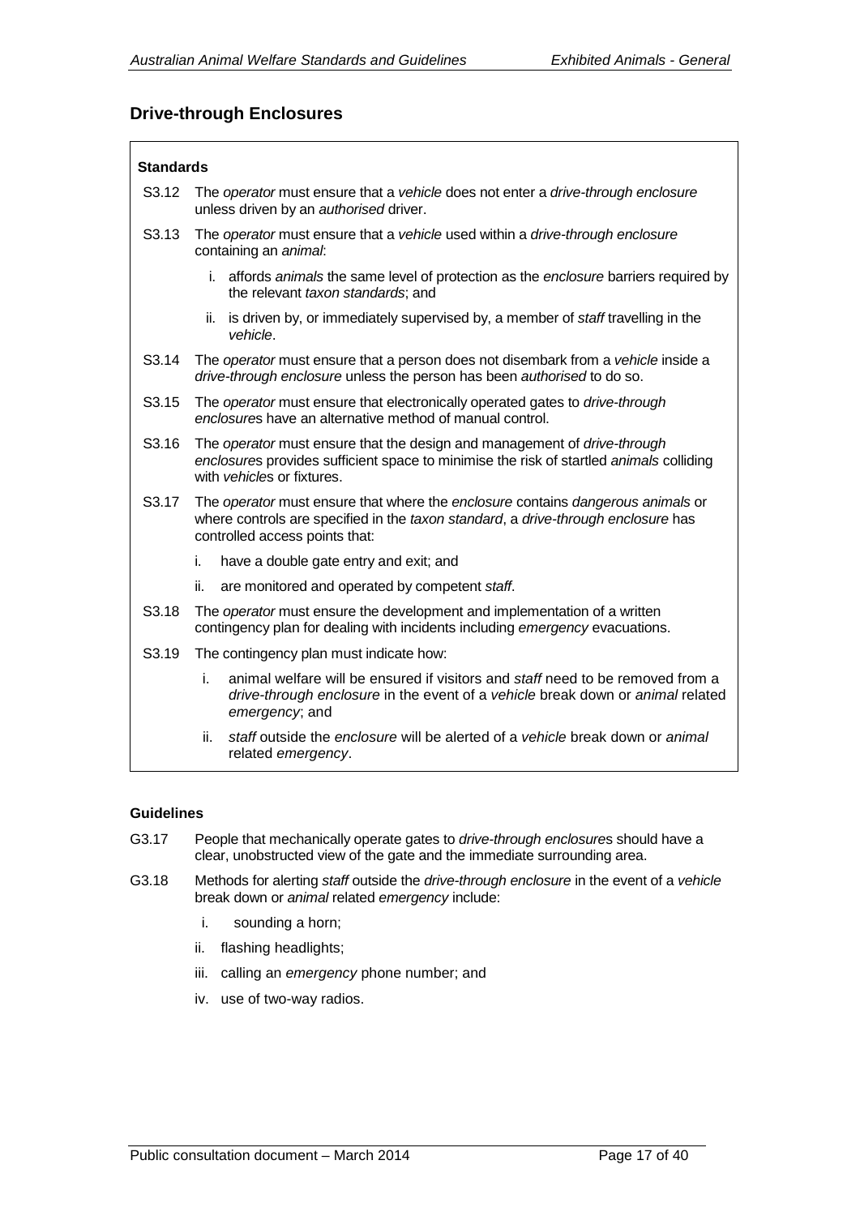## Drive-through Enclosures

#### Standards

S3.12 The *operator* must ensure that a *vehicle* does not enter a *drive-through enclosure* unless driven by an *authorised* driver.

S3.13 The *operator* must ensure that a *vehicle* used within a *drive-through enclosure* containing an *animal*:

- i. affords *animals* the same level of protection as the *enclosure* barriers required by the relevant *taxon standards*; and
- ii. is driven by, or immediately supervised by, a member of *staff* travelling in the *vehicle*.

S3.14 The *operator* must ensure that a person does not disembark from a *vehicle* inside a *drive-through enclosure* unless the person has been *authorised* to do so.

S3.15 The *operator* must ensure that electronically operated gates to *drive-through enclosure*s have an alternative method of manual control.

S3.16 The *operator* must ensure that the design and management of *drive-through enclosure*s provides sufficient space to minimise the risk of startled *animals* colliding with *vehicle*s or fixtures.

S3.17 The *operator* must ensure that where the *enclosure* contains *dangerous animals* or where controls are specified in the *taxon standard*, a *drive-through enclosure* has controlled access points that:

- i. have a double gate entry and exit; and
- ii. are monitored and operated by competent *staff*.

S3.18 The *operator* must ensure the development and implementation of a written contingency plan for dealing with incidents including *emergency* evacuations.

S3.19 The contingency plan must indicate how:

- i. animal welfare will be ensured if visitors and *staff* need to be removed from a *drive-through enclosure* in the event of a *vehicle* break down or *animal* related *emergency*; and
- ii. *staff* outside the *enclosure* will be alerted of a *vehicle* break down or *animal* related *emergency*.

#### Guidelines

G3.17 People that mechanically operate gates to *drive-through enclosure*s should have a clear, unobstructed view of the gate and the immediate surrounding area.

G3.18 Methods for alerting *staff* outside the *drive-through enclosure* in the event of a *vehicle* break down or *animal* related *emergency* include:

- i. sounding a horn;
- ii. flashing headlights;
- iii. calling an *emergency* phone number; and
- iv. use of two-way radios.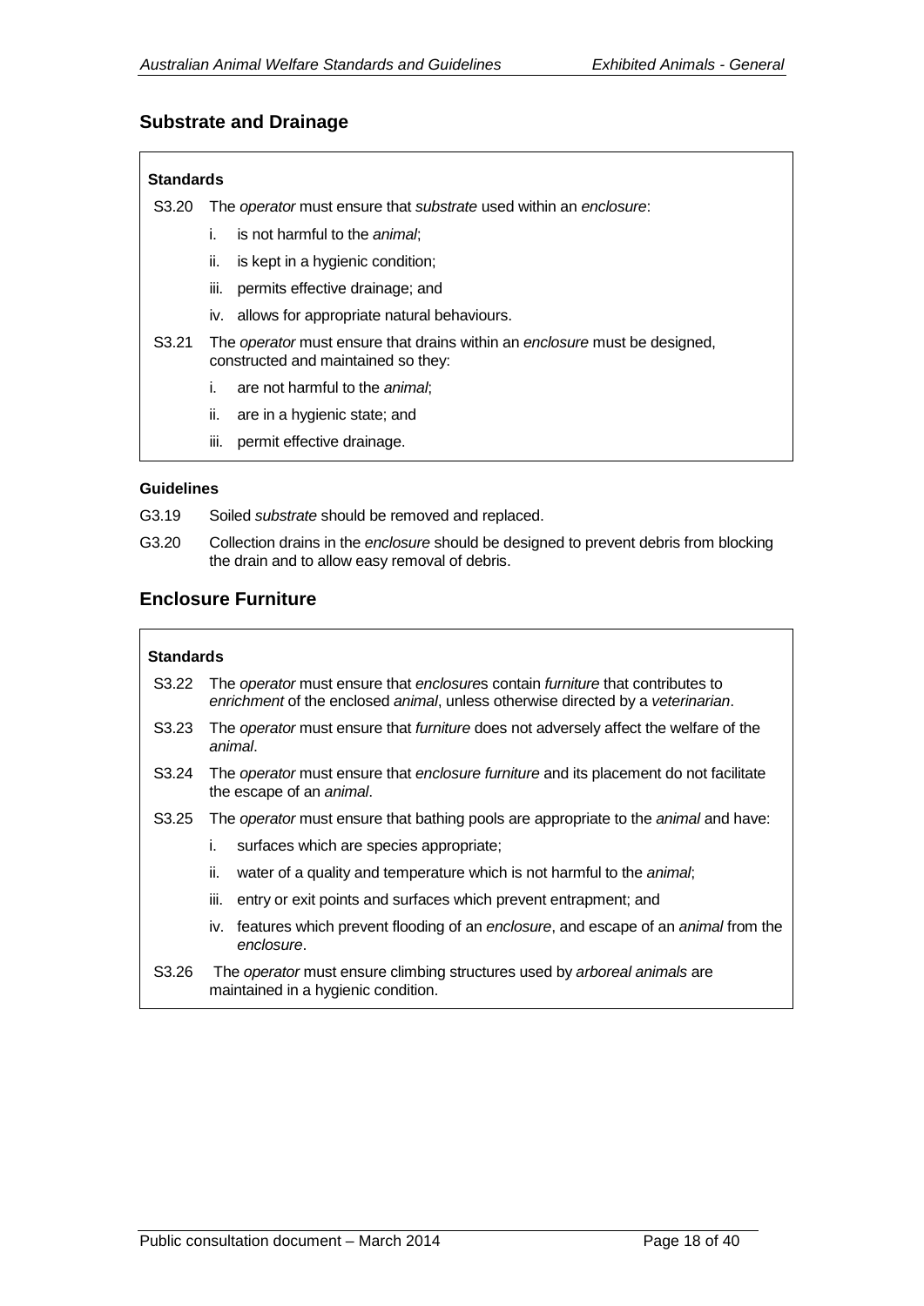## Substrate and Drainage

**Standards**

S3.20 The *operator* must ensure that *substrate* used within an *enclosure*:

i. is not harmful to the *animal*;

ii. is kept in a hygienic condition;

iii. permits effective drainage; and

iv. allows for appropriate natural behaviours.

S3.21 The *operator* must ensure that drains within an *enclosure* must be designed, constructed and maintained so they:

i. are not harmful to the *animal*;

ii. are in a hygienic state; and

iii. permit effective drainage.

**Guidelines**

G3.19 Soiled *substrate* should be removed and replaced.

G3.20 Collection drains in the *enclosure* should be designed to prevent debris from blocking the drain and to allow easy removal of debris.

## Enclosure Furniture

**Standards**

S3.22 The *operator* must ensure that *enclosure*s contain *furniture* that contributes to *enrichment* of the enclosed *animal*, unless otherwise directed by a *veterinarian*.

S3.23 The *operator* must ensure that *furniture* does not adversely affect the welfare of the *animal*.

S3.24 The *operator* must ensure that *enclosure furniture* and its placement do not facilitate the escape of an *animal*.

S3.25 The *operator* must ensure that bathing pools are appropriate to the *animal* and have:

i. surfaces which are species appropriate;

ii. water of a quality and temperature which is not harmful to the *animal*;

iii. entry or exit points and surfaces which prevent entrapment; and

iv. features which prevent flooding of an *enclosure*, and escape of an *animal* from the *enclosure*.

S3.26 The *operator* must ensure climbing structures used by *arboreal animals* are maintained in a hygienic condition.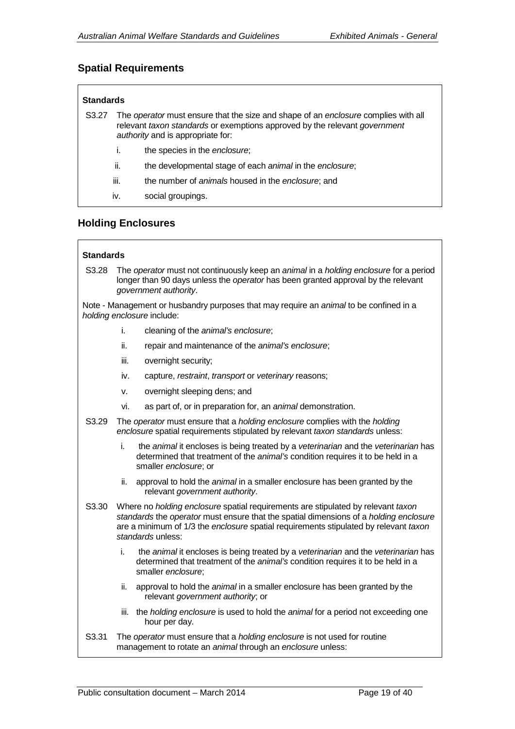## Spatial Requirements

**Standards**

S3.27 The *operator* must ensure that the size and shape of an *enclosure* complies with all relevant *taxon standards* or exemptions approved by the relevant *government authority* and is appropriate for:

i. the species in the *enclosure*;

ii. the developmental stage of each *animal* in the *enclosure*;

iii. the number of *animals* housed in the *enclosure*; and

iv. social groupings.

## Holding Enclosures

**Standards**

S3.28 The *operator* must not continuously keep an *animal* in a *holding enclosure* for a period longer than 90 days unless the *operator* has been granted approval by the relevant *government authority*.

Note - Management or husbandry purposes that may require an *animal* to be confined in a *holding enclosure* include:

i. cleaning of the *animal's enclosure*;

ii. repair and maintenance of the *animal's enclosure*;

iii. overnight security;

iv. capture, *restraint*, *transport* or *veterinary* reasons;

v. overnight sleeping dens; and

vi. as part of, or in preparation for, an *animal* demonstration.

S3.29 The *operator* must ensure that a *holding enclosure* complies with the *holding enclosure* spatial requirements stipulated by relevant *taxon standards* unless:

i. the *animal* it encloses is being treated by a *veterinarian* and the *veterinarian* has determined that treatment of the *animal's* condition requires it to be held in a smaller *enclosure*; or

ii. approval to hold the *animal* in a smaller enclosure has been granted by the relevant *government authority*.

S3.30 Where no *holding enclosure* spatial requirements are stipulated by relevant *taxon standards* the *operator* must ensure that the spatial dimensions of a *holding enclosure* are a minimum of 1/3 the *enclosure* spatial requirements stipulated by relevant *taxon standards* unless:

i. the *animal* it encloses is being treated by a *veterinarian* and the *veterinarian* has determined that treatment of the *animal's* condition requires it to be held in a smaller *enclosure*;

ii. approval to hold the *animal* in a smaller enclosure has been granted by the relevant *government authority*; or

iii. the *holding enclosure* is used to hold the *animal* for a period not exceeding one hour per day.

S3.31 The *operator* must ensure that a *holding enclosure* is not used for routine management to rotate an *animal* through an *enclosure* unless: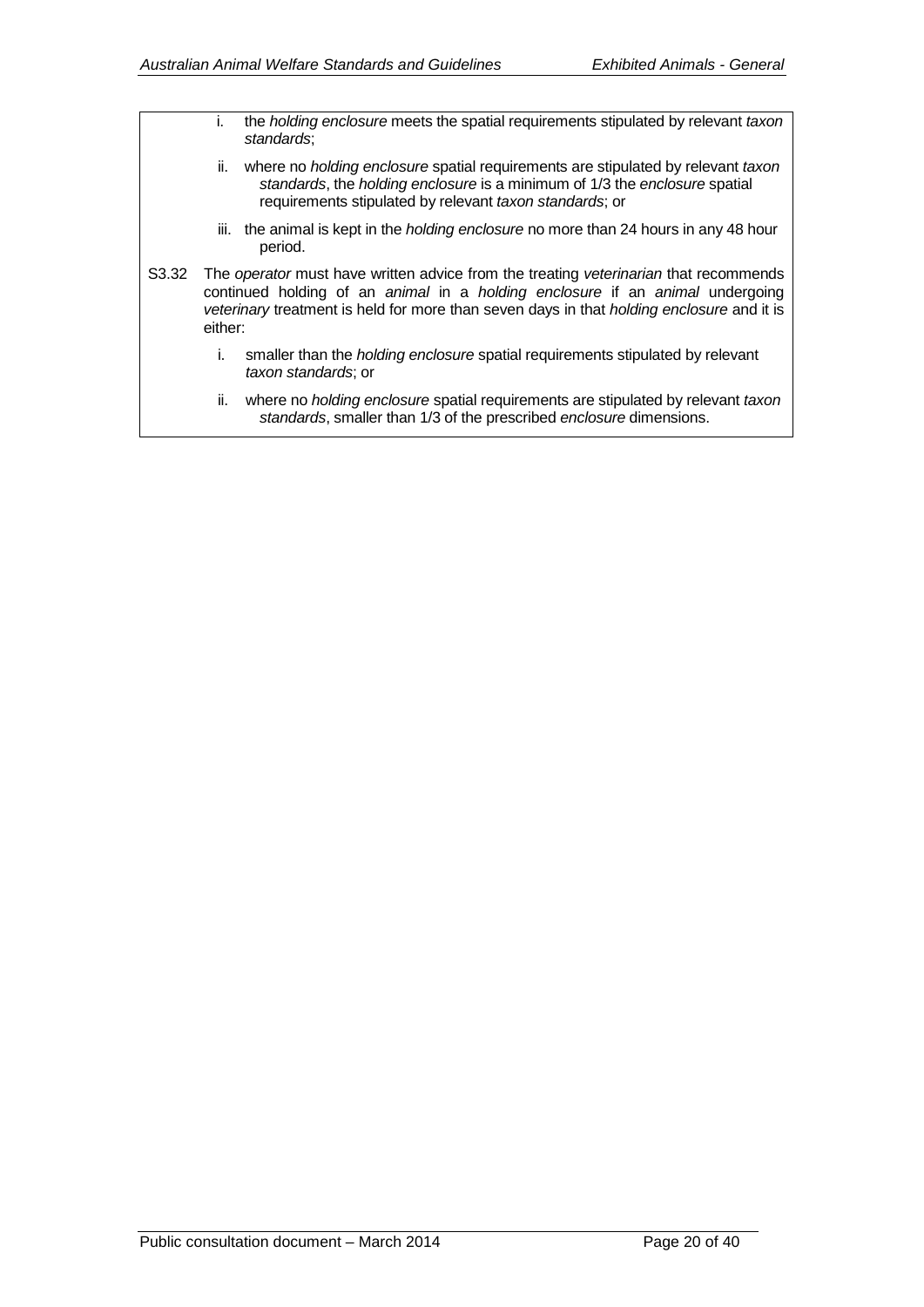i. the *holding enclosure* meets the spatial requirements stipulated by relevant *taxon standards*;

ii. where no *holding enclosure* spatial requirements are stipulated by relevant *taxon standards*, the *holding enclosure* is a minimum of 1/3 the *enclosure* spatial requirements stipulated by relevant *taxon standards*; or

iii. the animal is kept in the *holding enclosure* no more than 24 hours in any 48 hour period.

S3.32 The *operator* must have written advice from the treating *veterinarian* that recommends continued holding of an *animal* in a *holding enclosure* if an *animal* undergoing *veterinary* treatment is held for more than seven days in that *holding enclosure* and it is either:

i. smaller than the *holding enclosure* spatial requirements stipulated by relevant *taxon standards*; or

ii. where no *holding enclosure* spatial requirements are stipulated by relevant *taxon standards*, smaller than 1/3 of the prescribed *enclosure* dimensions.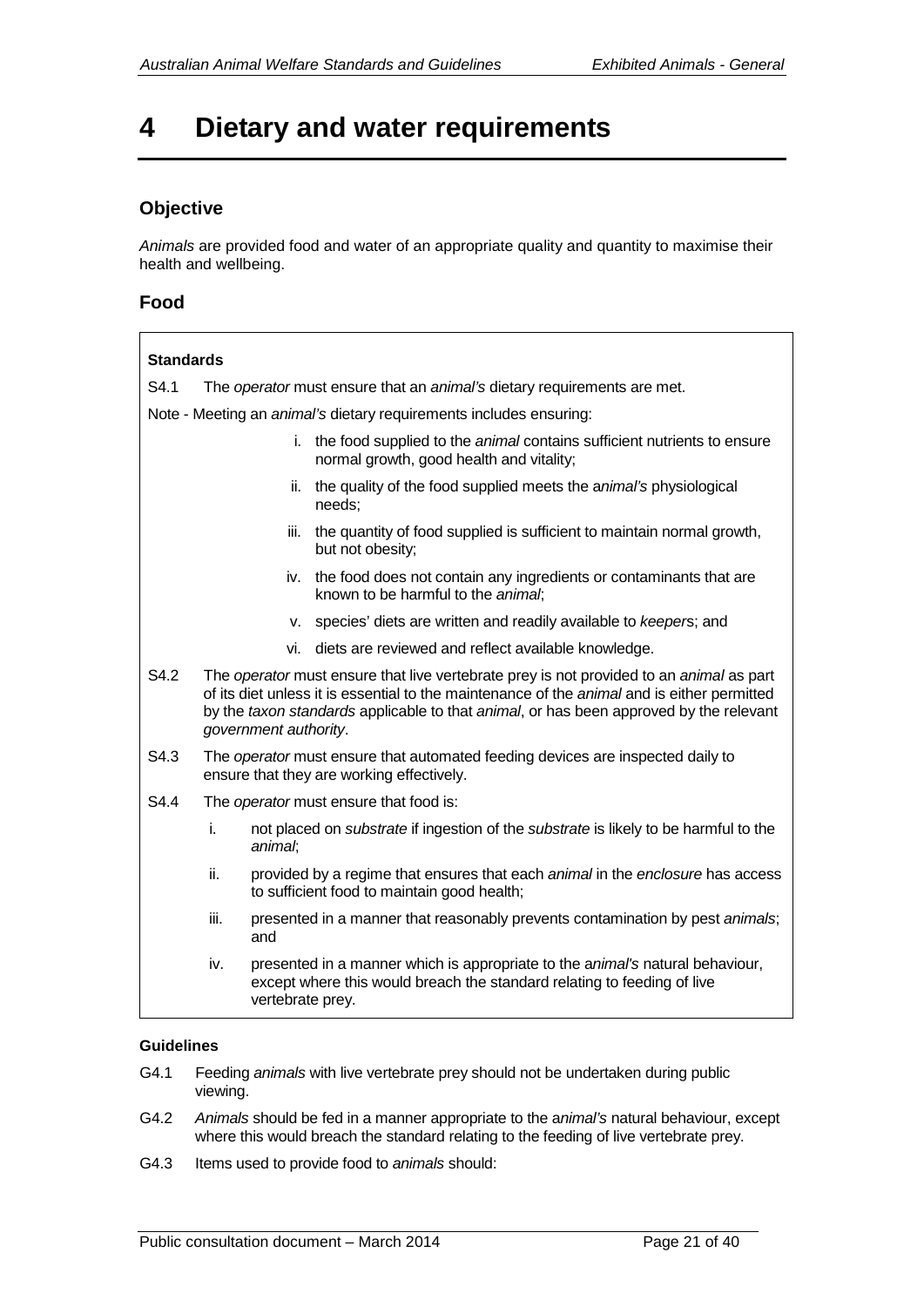# 4 Dietary and water requirements

## Objective

*Animals* are provided food and water of an appropriate quality and quantity to maximise their health and wellbeing.

## Food

**Standards**

S4.1 The *operator* must ensure that an *animal's* dietary requirements are met.

Note - Meeting an *animal's* dietary requirements includes ensuring:

- i. the food supplied to the *animal* contains sufficient nutrients to ensure normal growth, good health and vitality;
- ii. the quality of the food supplied meets the a*nimal's* physiological needs;
- iii. the quantity of food supplied is sufficient to maintain normal growth, but not obesity;
- iv. the food does not contain any ingredients or contaminants that are known to be harmful to the *animal*;
- v. species' diets are written and readily available to *keeper*s; and
- vi. diets are reviewed and reflect available knowledge.

S4.2 The *operator* must ensure that live vertebrate prey is not provided to an *animal* as part of its diet unless it is essential to the maintenance of the *animal* and is either permitted by the *taxon standards* applicable to that *animal*, or has been approved by the relevant *government authority*.

S4.3 The *operator* must ensure that automated feeding devices are inspected daily to ensure that they are working effectively.

S4.4 The *operator* must ensure that food is:

- i. not placed on *substrate* if ingestion of the *substrate* is likely to be harmful to the *animal*;
- ii. provided by a regime that ensures that each *animal* in the *enclosure* has access to sufficient food to maintain good health;
- iii. presented in a manner that reasonably prevents contamination by pest *animals*; and
- iv. presented in a manner which is appropriate to the a*nimal's* natural behaviour, except where this would breach the standard relating to feeding of live vertebrate prey.

**Guidelines**

G4.1 Feeding *animals* with live vertebrate prey should not be undertaken during public viewing.

G4.2 *Animals* should be fed in a manner appropriate to the a*nimal's* natural behaviour, except where this would breach the standard relating to the feeding of live vertebrate prey.

G4.3 Items used to provide food to *animals* should: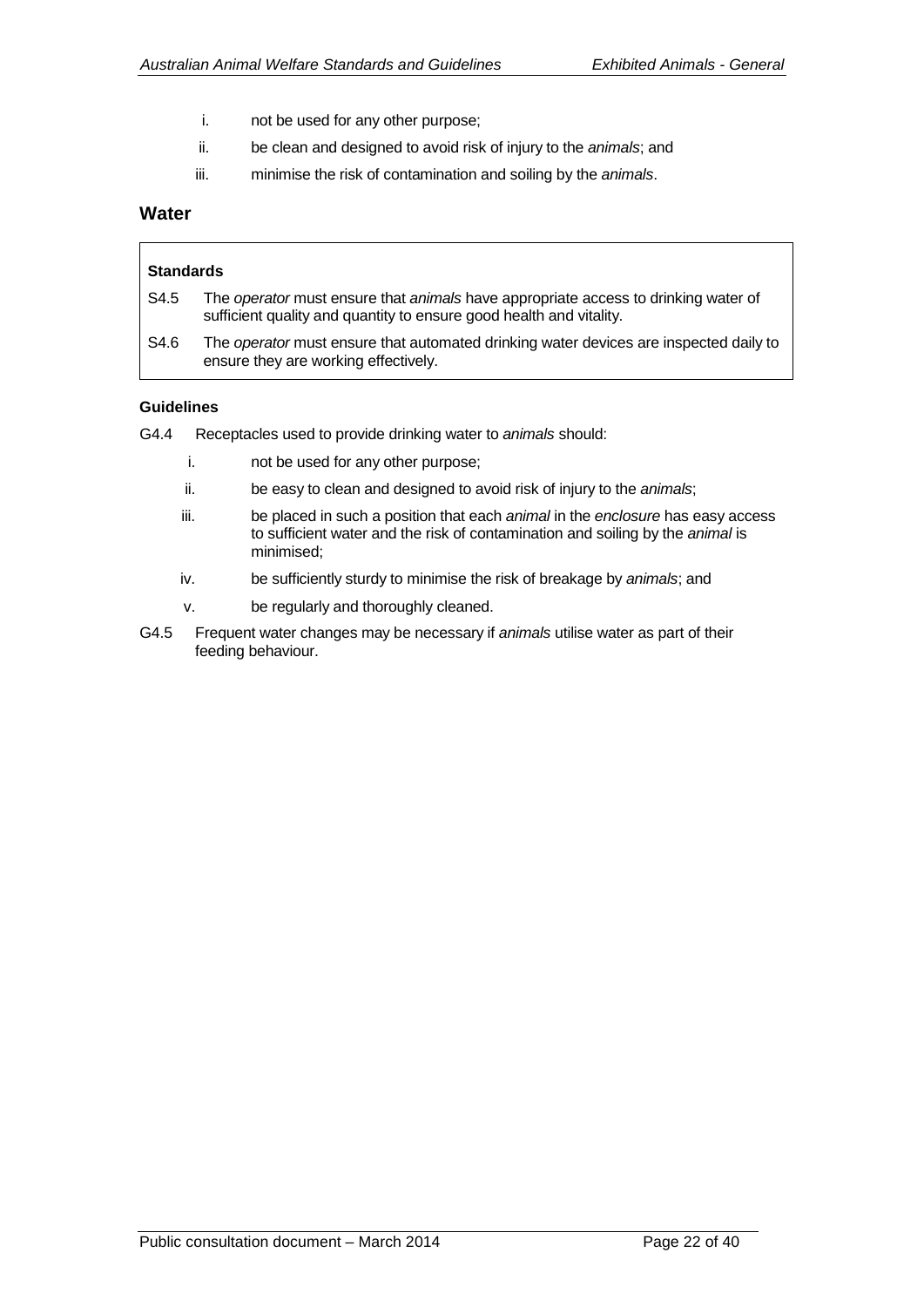i. not be used for any other purpose;

ii. be clean and designed to avoid risk of injury to the *animals*; and

iii. minimise the risk of contamination and soiling by the *animals*.

## Water

**Standards**

S4.5 The *operator* must ensure that *animals* have appropriate access to drinking water of sufficient quality and quantity to ensure good health and vitality.

S4.6 The *operator* must ensure that automated drinking water devices are inspected daily to ensure they are working effectively.

**Guidelines**

G4.4 Receptacles used to provide drinking water to *animals* should:

i. not be used for any other purpose;

ii. be easy to clean and designed to avoid risk of injury to the *animals*;

iii. be placed in such a position that each *animal* in the *enclosure* has easy access to sufficient water and the risk of contamination and soiling by the *animal* is minimised;

iv. be sufficiently sturdy to minimise the risk of breakage by *animals*; and

v. be regularly and thoroughly cleaned.

G4.5 Frequent water changes may be necessary if *animals* utilise water as part of their feeding behaviour.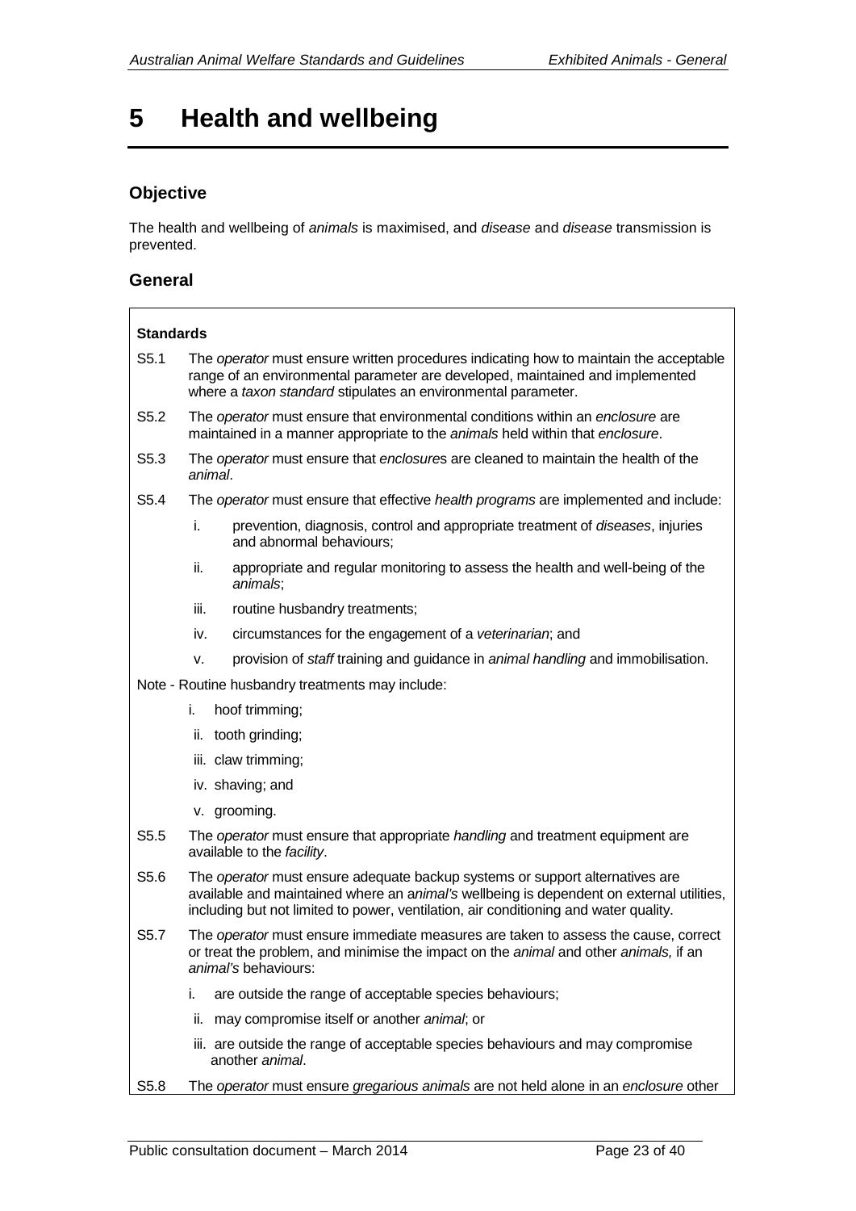# 5 Health and wellbeing

## Objective

The health and wellbeing of *animals* is maximised, and *disease* and *disease* transmission is prevented.

## General

**Standards**

S5.1 The *operator* must ensure written procedures indicating how to maintain the acceptable range of an environmental parameter are developed, maintained and implemented where a *taxon standard* stipulates an environmental parameter.

S5.2 The *operator* must ensure that environmental conditions within an *enclosure* are maintained in a manner appropriate to the *animals* held within that *enclosure*.

S5.3 The *operator* must ensure that *enclosure*s are cleaned to maintain the health of the *animal*.

S5.4 The *operator* must ensure that effective *health programs* are implemented and include:

- i. prevention, diagnosis, control and appropriate treatment of *diseases*, injuries and abnormal behaviours;
- ii. appropriate and regular monitoring to assess the health and well-being of the *animals*;
- iii. routine husbandry treatments;
- iv. circumstances for the engagement of a *veterinarian*; and
- v. provision of *staff* training and guidance in *animal handling* and immobilisation.

Note - Routine husbandry treatments may include:

- i. hoof trimming;
- ii. tooth grinding;
- iii. claw trimming;
- iv. shaving; and
- v. grooming.

S5.5 The *operator* must ensure that appropriate *handling* and treatment equipment are available to the *facility*.

S5.6 The *operator* must ensure adequate backup systems or support alternatives are available and maintained where an *animal's* wellbeing is dependent on external utilities, including but not limited to power, ventilation, air conditioning and water quality.

S5.7 The *operator* must ensure immediate measures are taken to assess the cause, correct or treat the problem, and minimise the impact on the *animal* and other *animals,* if an *animal's* behaviours:

- i. are outside the range of acceptable species behaviours;
- ii. may compromise itself or another *animal*; or
- iii. are outside the range of acceptable species behaviours and may compromise another *animal*.

S5.8 The *operator* must ensure *gregarious animals* are not held alone in an *enclosure* other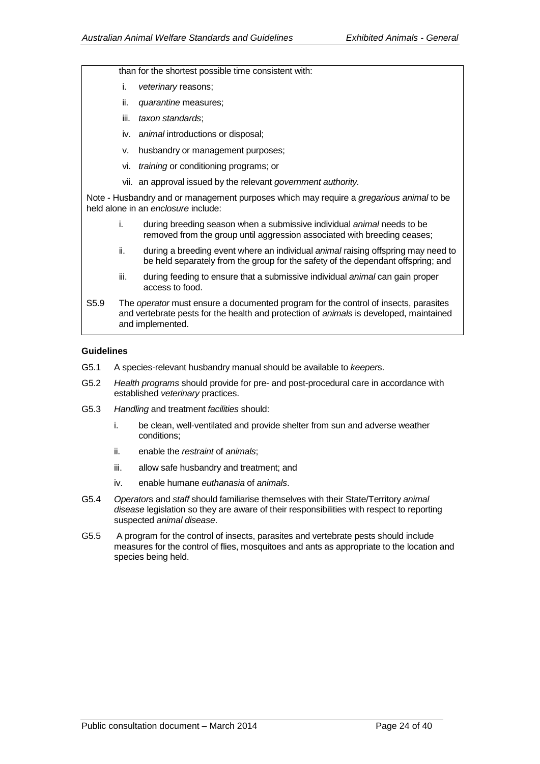than for the shortest possible time consistent with:

i. *veterinary* reasons;

ii. *quarantine* measures;

iii. *taxon standards*;

iv. *animal* introductions or disposal;

v. husbandry or management purposes;

vi. *training* or conditioning programs; or

vii. an approval issued by the relevant *government authority.*

Note - Husbandry and or management purposes which may require a *gregarious animal* to be held alone in an *enclosure* include:

i. during breeding season when a submissive individual *animal* needs to be removed from the group until aggression associated with breeding ceases;

ii. during a breeding event where an individual *animal* raising offspring may need to be held separately from the group for the safety of the dependant offspring; and

iii. during feeding to ensure that a submissive individual *animal* can gain proper access to food.

S5.9 The *operator* must ensure a documented program for the control of insects, parasites and vertebrate pests for the health and protection of *animals* is developed, maintained and implemented.

**Guidelines**

G5.1 A species-relevant husbandry manual should be available to *keepers*.

G5.2 *Health programs* should provide for pre- and post-procedural care in accordance with established *veterinary* practices.

G5.3 *Handling* and treatment *facilities* should:

i. be clean, well-ventilated and provide shelter from sun and adverse weather conditions;

ii. enable the *restraint* of *animals*;

iii. allow safe husbandry and treatment; and

iv. enable humane *euthanasia* of *animals*.

G5.4 *Operators* and *staff* should familiarise themselves with their State/Territory *animal disease* legislation so they are aware of their responsibilities with respect to reporting suspected *animal disease*.

G5.5 A program for the control of insects, parasites and vertebrate pests should include measures for the control of flies, mosquitoes and ants as appropriate to the location and species being held.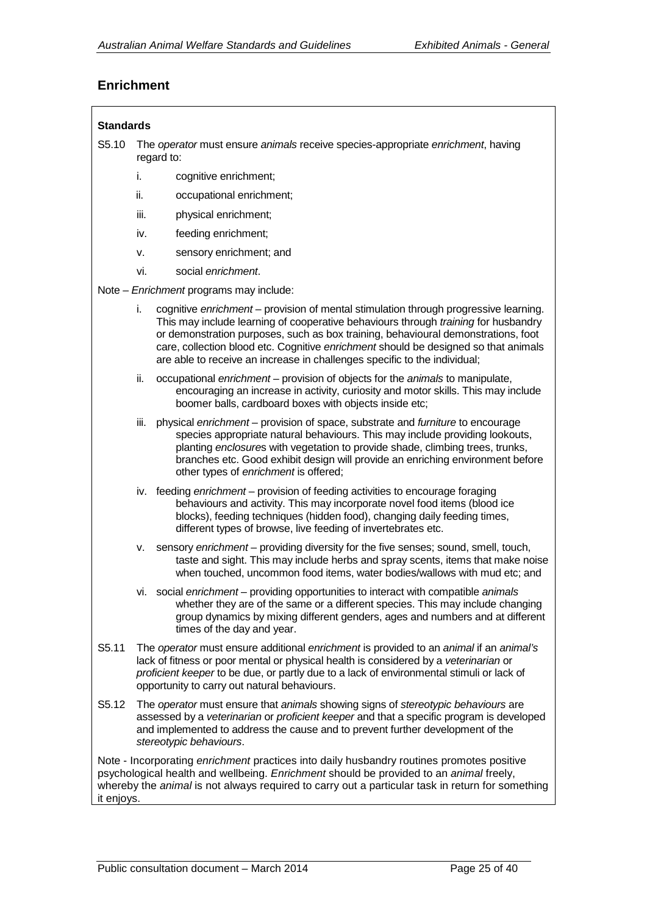## Enrichment

**Standards**

S5.10 The *operator* must ensure *animals* receive species-appropriate *enrichment*, having regard to:

i. cognitive enrichment;

ii. occupational enrichment;

iii. physical enrichment;

iv. feeding enrichment;

v. sensory enrichment; and

vi. social *enrichment*.

Note – *Enrichment* programs may include:

i. cognitive *enrichment* – provision of mental stimulation through progressive learning. This may include learning of cooperative behaviours through *training* for husbandry or demonstration purposes, such as box training, behavioural demonstrations, foot care, collection blood etc. Cognitive *enrichment* should be designed so that animals are able to receive an increase in challenges specific to the individual;

ii. occupational *enrichment* – provision of objects for the *animals* to manipulate, encouraging an increase in activity, curiosity and motor skills. This may include boomer balls, cardboard boxes with objects inside etc;

iii. physical *enrichment* – provision of space, substrate and *furniture* to encourage species appropriate natural behaviours. This may include providing lookouts, planting *enclosures* with vegetation to provide shade, climbing trees, trunks, branches etc. Good exhibit design will provide an enriching environment before other types of *enrichment* is offered;

iv. feeding *enrichment* – provision of feeding activities to encourage foraging behaviours and activity. This may incorporate novel food items (blood ice blocks), feeding techniques (hidden food), changing daily feeding times, different types of browse, live feeding of invertebrates etc.

v. sensory *enrichment* – providing diversity for the five senses; sound, smell, touch, taste and sight. This may include herbs and spray scents, items that make noise when touched, uncommon food items, water bodies/wallows with mud etc; and

vi. social *enrichment* – providing opportunities to interact with compatible *animals* whether they are of the same or a different species. This may include changing group dynamics by mixing different genders, ages and numbers and at different times of the day and year.

S5.11 The *operator* must ensure additional *enrichment* is provided to an *animal* if an *animal's* lack of fitness or poor mental or physical health is considered by a *veterinarian* or *proficient keeper* to be due, or partly due to a lack of environmental stimuli or lack of opportunity to carry out natural behaviours.

S5.12 The *operator* must ensure that *animals* showing signs of *stereotypic behaviours* are assessed by a *veterinarian* or *proficient keeper* and that a specific program is developed and implemented to address the cause and to prevent further development of the *stereotypic behaviours*.

Note - Incorporating *enrichment* practices into daily husbandry routines promotes positive psychological health and wellbeing. *Enrichment* should be provided to an *animal* freely, whereby the *animal* is not always required to carry out a particular task in return for something it enjoys.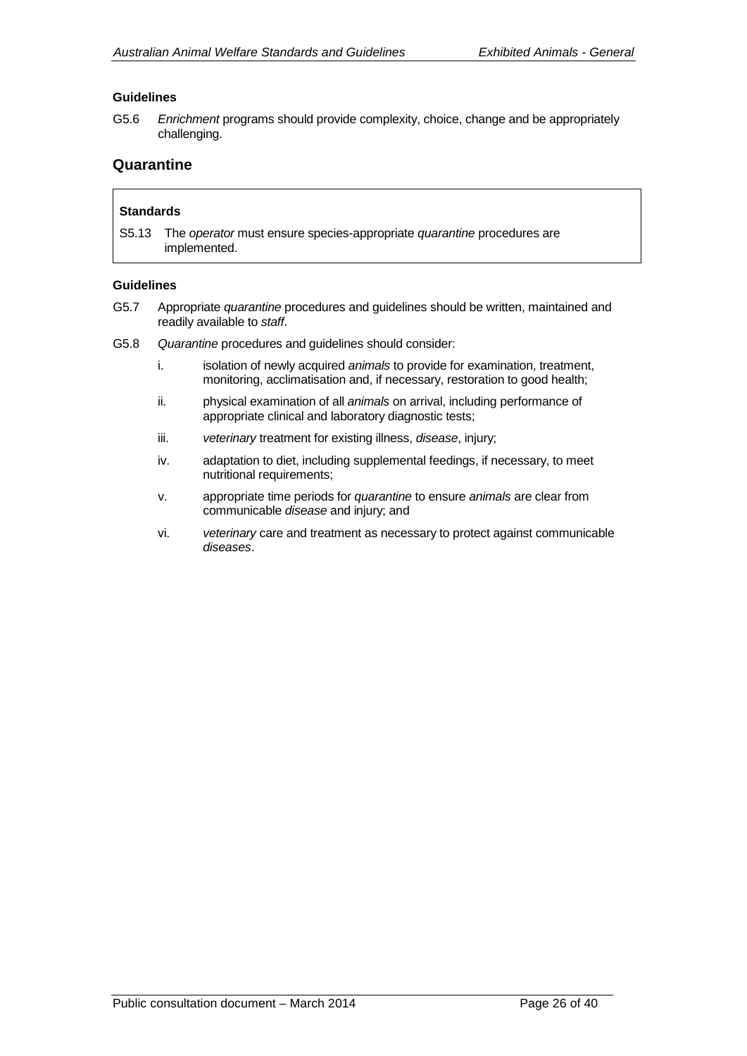#### Guidelines

G5.6 *Enrichment* programs should provide complexity, choice, change and be appropriately challenging.

## Quarantine

> **Standards**
>
> S5.13 The *operator* must ensure species-appropriate *quarantine* procedures are implemented.

#### Guidelines

G5.7 Appropriate *quarantine* procedures and guidelines should be written, maintained and readily available to *staff*.

G5.8 *Quarantine* procedures and guidelines should consider:

i. isolation of newly acquired *animals* to provide for examination, treatment, monitoring, acclimatisation and, if necessary, restoration to good health;

ii. physical examination of all *animals* on arrival, including performance of appropriate clinical and laboratory diagnostic tests;

iii. *veterinary* treatment for existing illness, *disease*, injury;

iv. adaptation to diet, including supplemental feedings, if necessary, to meet nutritional requirements;

v. appropriate time periods for *quarantine* to ensure *animals* are clear from communicable *disease* and injury; and

vi. *veterinary* care and treatment as necessary to protect against communicable *diseases*.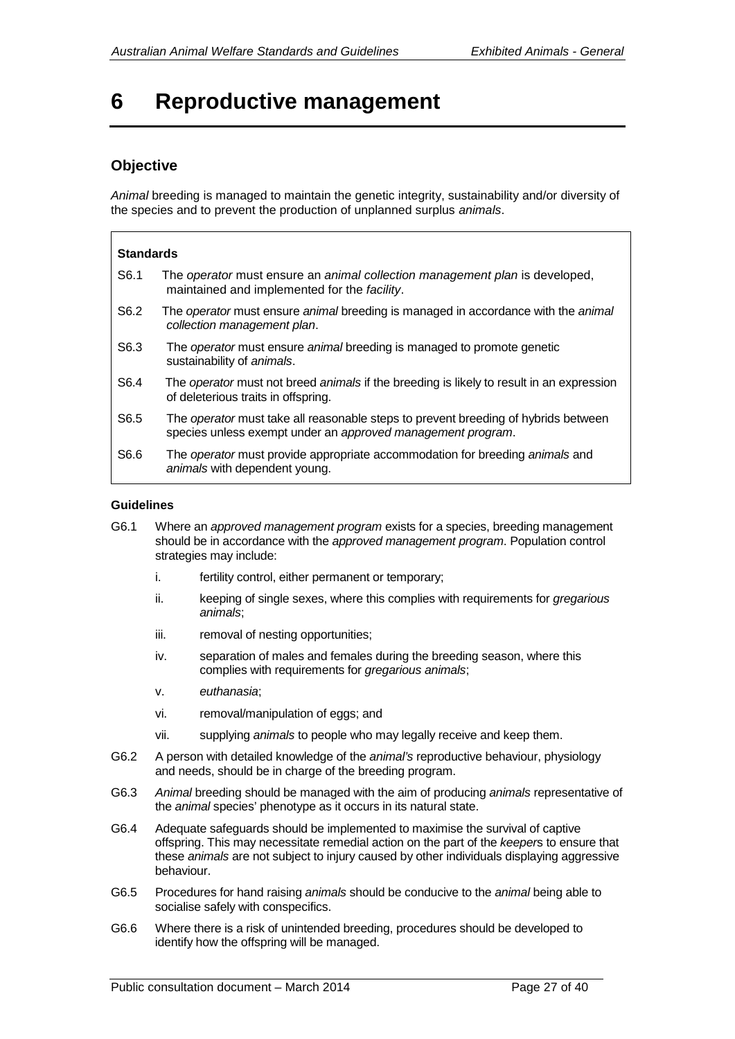# 6 Reproductive management

## Objective

*Animal* breeding is managed to maintain the genetic integrity, sustainability and/or diversity of the species and to prevent the production of unplanned surplus *animals*.

### Standards

S6.1 The *operator* must ensure an *animal collection management plan* is developed, maintained and implemented for the *facility*.

S6.2 The *operator* must ensure *animal* breeding is managed in accordance with the *animal collection management plan*.

S6.3 The *operator* must ensure *animal* breeding is managed to promote genetic sustainability of *animals*.

S6.4 The *operator* must not breed *animals* if the breeding is likely to result in an expression of deleterious traits in offspring.

S6.5 The *operator* must take all reasonable steps to prevent breeding of hybrids between species unless exempt under an *approved management program*.

S6.6 The *operator* must provide appropriate accommodation for breeding *animals* and *animals* with dependent young.

### Guidelines

G6.1 Where an *approved management program* exists for a species, breeding management should be in accordance with the *approved management program*. Population control strategies may include:

- i. fertility control, either permanent or temporary;
- ii. keeping of single sexes, where this complies with requirements for *gregarious animals*;
- iii. removal of nesting opportunities;
- iv. separation of males and females during the breeding season, where this complies with requirements for *gregarious animals*;
- v. *euthanasia*;
- vi. removal/manipulation of eggs; and
- vii. supplying *animals* to people who may legally receive and keep them.

G6.2 A person with detailed knowledge of the *animal's* reproductive behaviour, physiology and needs, should be in charge of the breeding program.

G6.3 *Animal* breeding should be managed with the aim of producing *animals* representative of the *animal* species' phenotype as it occurs in its natural state.

G6.4 Adequate safeguards should be implemented to maximise the survival of captive offspring. This may necessitate remedial action on the part of the *keeper*s to ensure that these *animals* are not subject to injury caused by other individuals displaying aggressive behaviour.

G6.5 Procedures for hand raising *animals* should be conducive to the *animal* being able to socialise safely with conspecifics.

G6.6 Where there is a risk of unintended breeding, procedures should be developed to identify how the offspring will be managed.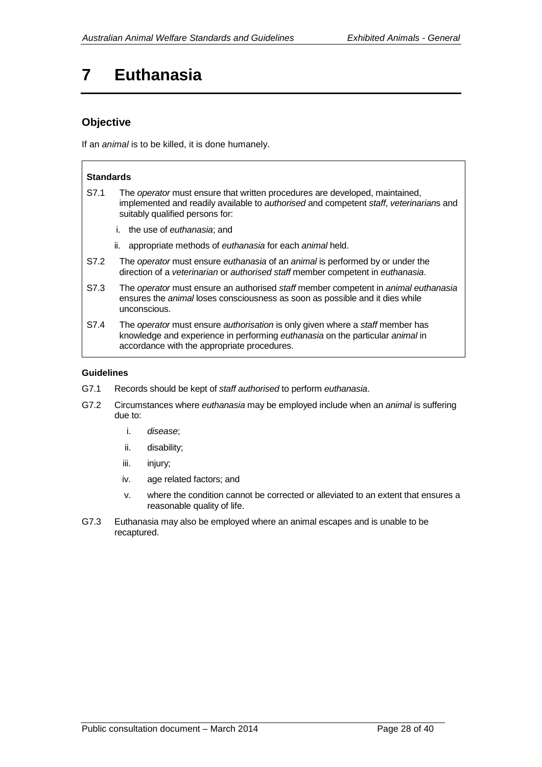# 7 Euthanasia

## Objective

If an *animal* is to be killed, it is done humanely.

**Standards**

S7.1 The *operator* must ensure that written procedures are developed, maintained, implemented and readily available to *authorised* and competent *staff*, *veterinarian*s and suitably qualified persons for:

i. the use of *euthanasia*; and

ii. appropriate methods of *euthanasia* for each *animal* held.

S7.2 The *operator* must ensure *euthanasia* of an *animal* is performed by or under the direction of a *veterinarian* or *authorised staff* member competent in *euthanasia*.

S7.3 The *operator* must ensure an authorised *staff* member competent in *animal euthanasia* ensures the *animal* loses consciousness as soon as possible and it dies while unconscious.

S7.4 The *operator* must ensure *authorisation* is only given where a *staff* member has knowledge and experience in performing *euthanasia* on the particular *animal* in accordance with the appropriate procedures.

**Guidelines**

G7.1 Records should be kept of *staff authorised* to perform *euthanasia*.

G7.2 Circumstances where *euthanasia* may be employed include when an *animal* is suffering due to:

i. *disease*;

ii. disability;

iii. injury;

iv. age related factors; and

v. where the condition cannot be corrected or alleviated to an extent that ensures a reasonable quality of life.

G7.3 Euthanasia may also be employed where an animal escapes and is unable to be recaptured.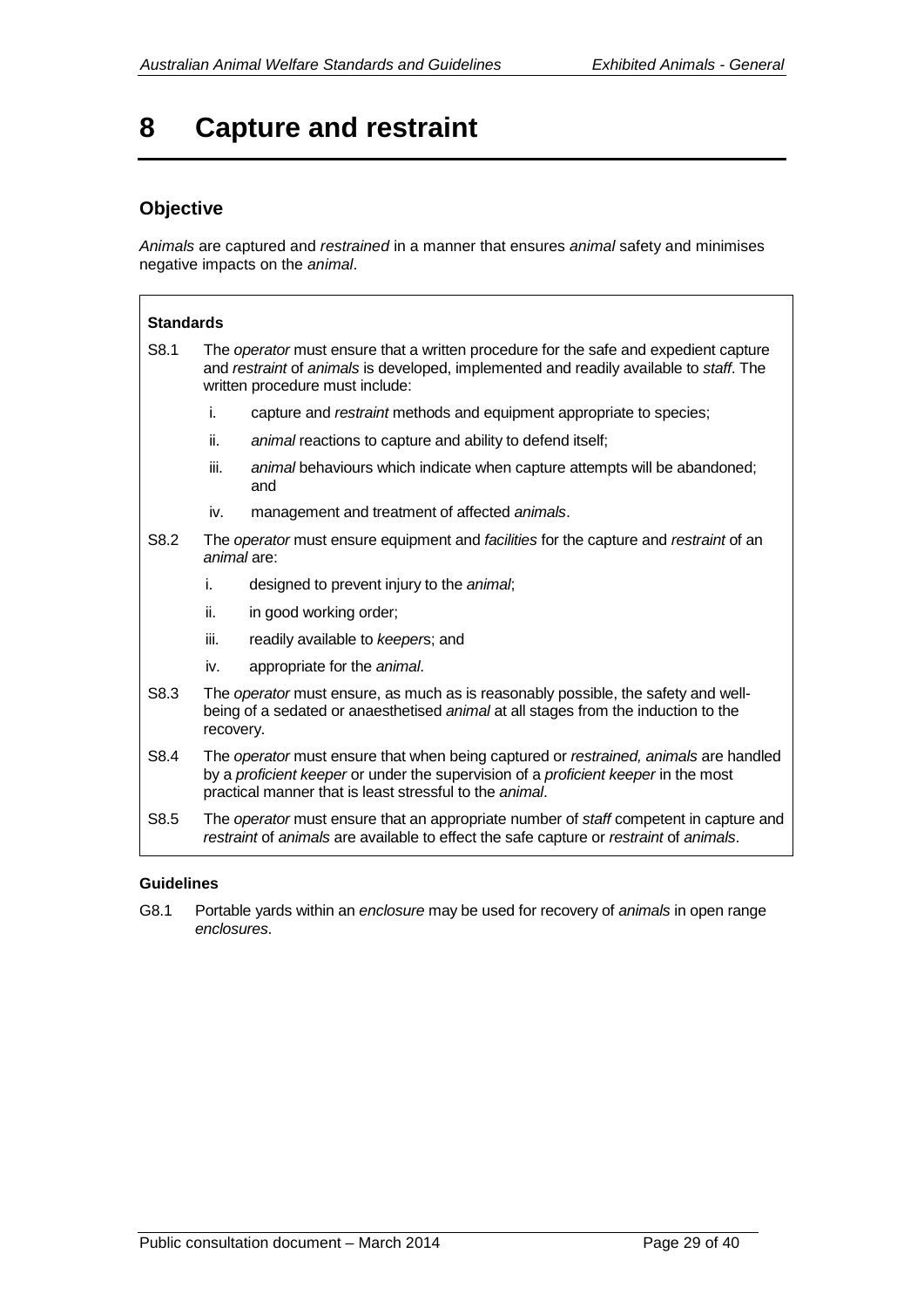# 8 Capture and restraint

## Objective

*Animals* are captured and *restrained* in a manner that ensures *animal* safety and minimises negative impacts on the *animal*.

### Standards

S8.1 The *operator* must ensure that a written procedure for the safe and expedient capture and *restraint* of *animals* is developed, implemented and readily available to *staff*. The written procedure must include:

- i. capture and *restraint* methods and equipment appropriate to species;
- ii. *animal* reactions to capture and ability to defend itself;
- iii. *animal* behaviours which indicate when capture attempts will be abandoned; and
- iv. management and treatment of affected *animals*.

S8.2 The *operator* must ensure equipment and *facilities* for the capture and *restraint* of an *animal* are:

- i. designed to prevent injury to the *animal*;
- ii. in good working order;
- iii. readily available to *keepers*; and
- iv. appropriate for the *animal*.

S8.3 The *operator* must ensure, as much as is reasonably possible, the safety and well-being of a sedated or anaesthetised *animal* at all stages from the induction to the recovery.

S8.4 The *operator* must ensure that when being captured or *restrained, animals* are handled by a *proficient keeper* or under the supervision of a *proficient keeper* in the most practical manner that is least stressful to the *animal*.

S8.5 The *operator* must ensure that an appropriate number of *staff* competent in capture and *restraint* of *animals* are available to effect the safe capture or *restraint* of *animals*.

### Guidelines

G8.1 Portable yards within an *enclosure* may be used for recovery of *animals* in open range *enclosures*.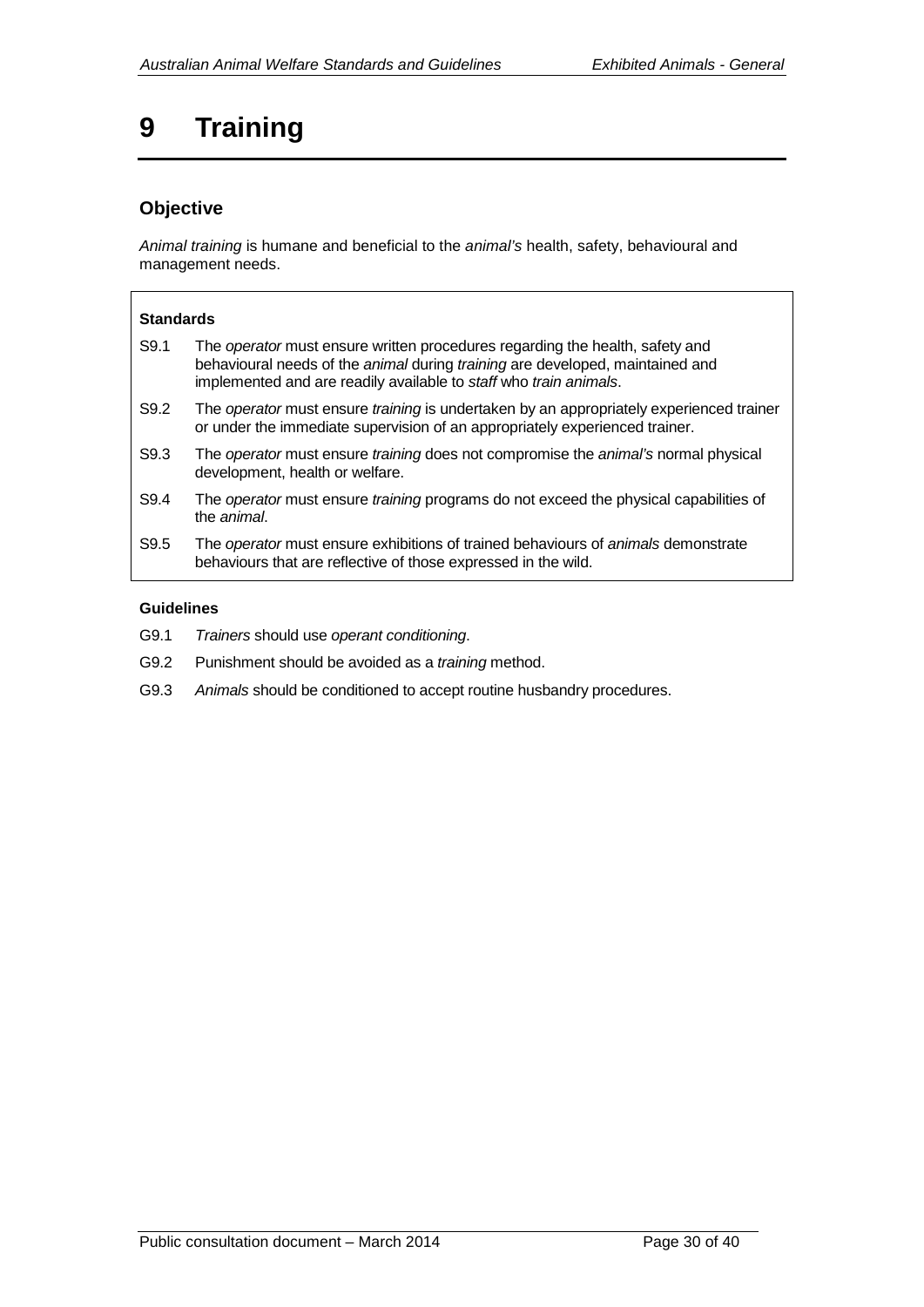# 9 Training

## Objective

*Animal training* is humane and beneficial to the *animal's* health, safety, behavioural and management needs.

**Standards**

S9.1 The *operator* must ensure written procedures regarding the health, safety and behavioural needs of the *animal* during *training* are developed, maintained and implemented and are readily available to *staff* who *train animals*.

S9.2 The *operator* must ensure *training* is undertaken by an appropriately experienced trainer or under the immediate supervision of an appropriately experienced trainer.

S9.3 The *operator* must ensure *training* does not compromise the *animal's* normal physical development, health or welfare.

S9.4 The *operator* must ensure *training* programs do not exceed the physical capabilities of the *animal*.

S9.5 The *operator* must ensure exhibitions of trained behaviours of *animals* demonstrate behaviours that are reflective of those expressed in the wild.

**Guidelines**

G9.1 *Trainers* should use *operant conditioning*.

G9.2 Punishment should be avoided as a *training* method.

G9.3 *Animals* should be conditioned to accept routine husbandry procedures.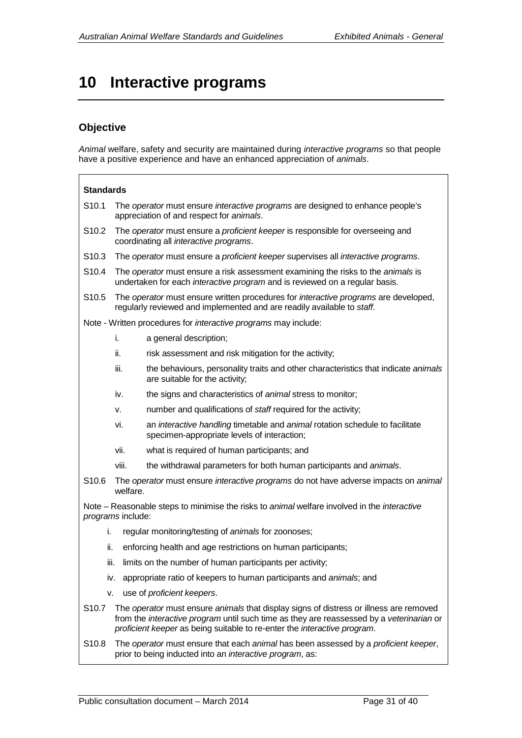# 10 Interactive programs

## Objective

*Animal* welfare, safety and security are maintained during *interactive programs* so that people have a positive experience and have an enhanced appreciation of *animals*.

**Standards**

S10.1 The *operator* must ensure *interactive programs* are designed to enhance people's appreciation of and respect for *animals*.

S10.2 The *operator* must ensure a *proficient keeper* is responsible for overseeing and coordinating all *interactive programs*.

S10.3 The *operator* must ensure a *proficient keeper* supervises all *interactive programs*.

S10.4 The *operator* must ensure a risk assessment examining the risks to the *animals* is undertaken for each *interactive program* and is reviewed on a regular basis.

S10.5 The *operator* must ensure written procedures for *interactive programs* are developed, regularly reviewed and implemented and are readily available to *staff*.

Note - Written procedures for *interactive programs* may include:

- i. a general description;
- ii. risk assessment and risk mitigation for the activity;
- iii. the behaviours, personality traits and other characteristics that indicate *animals* are suitable for the activity;
- iv. the signs and characteristics of *animal* stress to monitor;
- v. number and qualifications of *staff* required for the activity;
- vi. an *interactive handling* timetable and *animal* rotation schedule to facilitate specimen-appropriate levels of interaction;
- vii. what is required of human participants; and
- viii. the withdrawal parameters for both human participants and *animals*.

S10.6 The *operator* must ensure *interactive programs* do not have adverse impacts on *animal* welfare.

Note – Reasonable steps to minimise the risks to *animal* welfare involved in the *interactive programs* include:

- i. regular monitoring/testing of *animals* for zoonoses;
- ii. enforcing health and age restrictions on human participants;
- iii. limits on the number of human participants per activity;
- iv. appropriate ratio of keepers to human participants and *animals*; and
- v. use of *proficient keepers*.

S10.7 The *operator* must ensure *animals* that display signs of distress or illness are removed from the *interactive program* until such time as they are reassessed by a *veterinarian* or *proficient keeper* as being suitable to re-enter the *interactive program*.

S10.8 The *operator* must ensure that each *animal* has been assessed by a *proficient keeper*, prior to being inducted into an *interactive program*, as: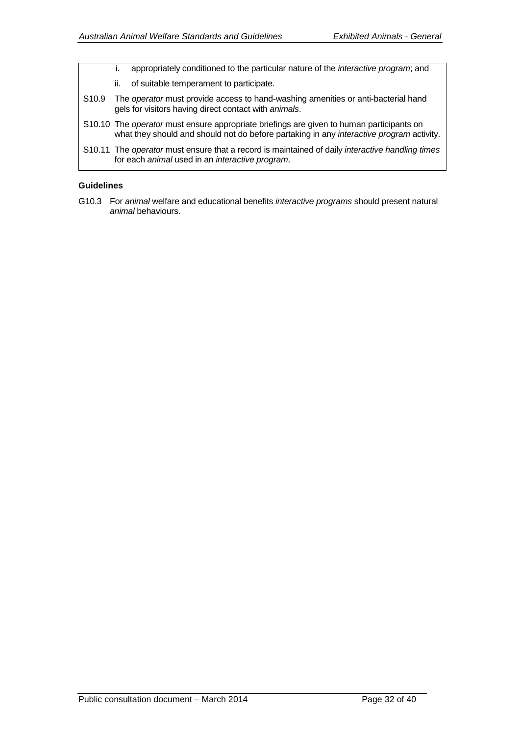i. appropriately conditioned to the particular nature of the *interactive program*; and

ii. of suitable temperament to participate.

S10.9 The *operator* must provide access to hand-washing amenities or anti-bacterial hand gels for visitors having direct contact with *animals*.

S10.10 The *operator* must ensure appropriate briefings are given to human participants on what they should and should not do before partaking in any *interactive program* activity.

S10.11 The *operator* must ensure that a record is maintained of daily *interactive handling times* for each *animal* used in an *interactive program*.

**Guidelines**

G10.3 For *animal* welfare and educational benefits *interactive programs* should present natural *animal* behaviours.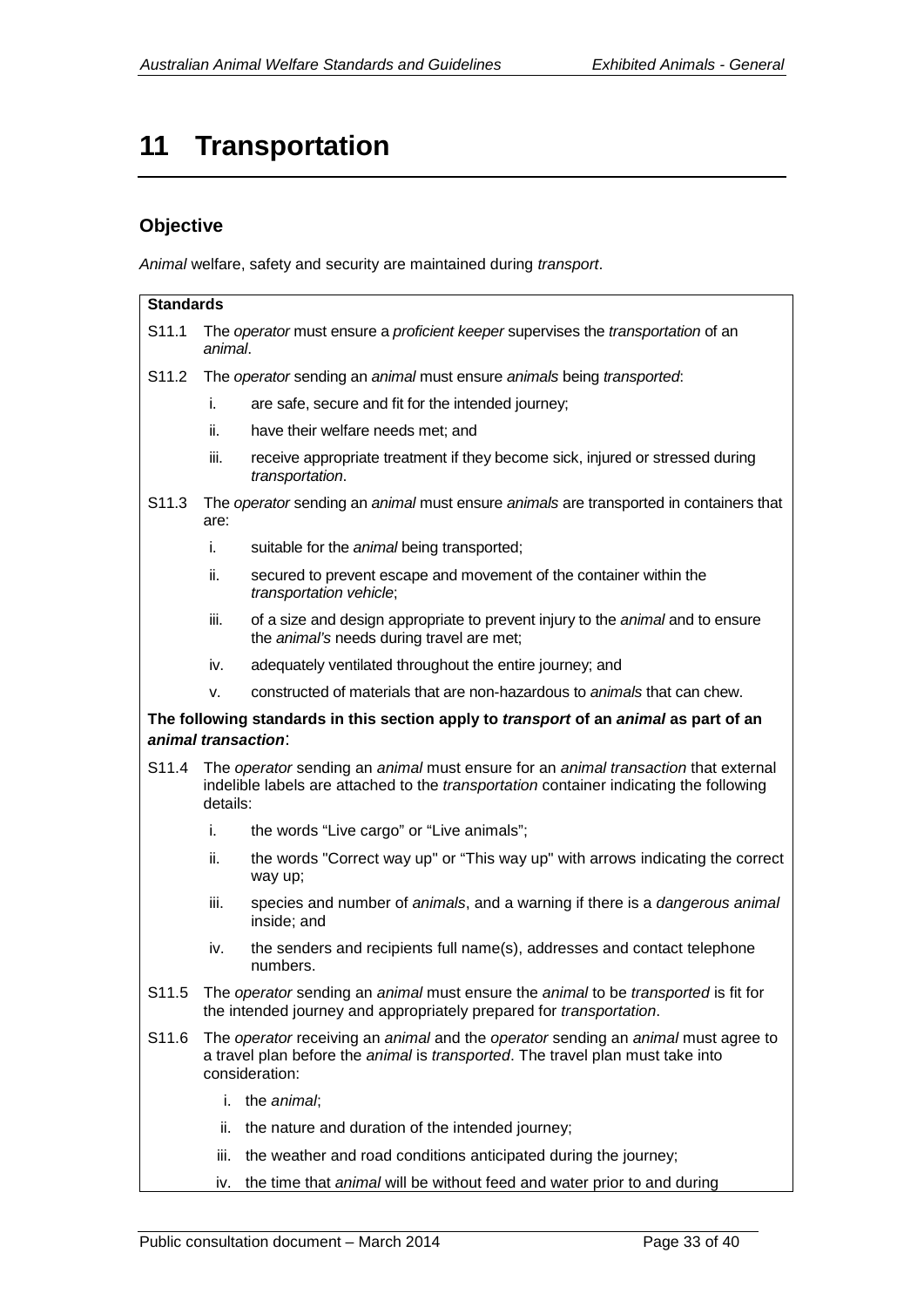# 11 Transportation

## Objective

*Animal* welfare, safety and security are maintained during *transport*.

**Standards**

S11.1 The *operator* must ensure a *proficient keeper* supervises the *transportation* of an *animal*.

S11.2 The *operator* sending an *animal* must ensure *animals* being *transported*:

- i. are safe, secure and fit for the intended journey;
- ii. have their welfare needs met; and
- iii. receive appropriate treatment if they become sick, injured or stressed during *transportation*.

S11.3 The *operator* sending an *animal* must ensure *animals* are transported in containers that are:

- i. suitable for the *animal* being transported;
- ii. secured to prevent escape and movement of the container within the *transportation vehicle*;
- iii. of a size and design appropriate to prevent injury to the *animal* and to ensure the *animal's* needs during travel are met;
- iv. adequately ventilated throughout the entire journey; and
- v. constructed of materials that are non-hazardous to *animals* that can chew.

**The following standards in this section apply to *transport* of an *animal* as part of an *animal transaction*:**

S11.4 The *operator* sending an *animal* must ensure for an *animal transaction* that external indelible labels are attached to the *transportation* container indicating the following details:

- i. the words “Live cargo” or “Live animals”;
- ii. the words "Correct way up" or “This way up" with arrows indicating the correct way up;
- iii. species and number of *animals*, and a warning if there is a *dangerous animal* inside; and
- iv. the senders and recipients full name(s), addresses and contact telephone numbers.

S11.5 The *operator* sending an *animal* must ensure the *animal* to be *transported* is fit for the intended journey and appropriately prepared for *transportation*.

S11.6 The *operator* receiving an *animal* and the *operator* sending an *animal* must agree to a travel plan before the *animal* is *transported*. The travel plan must take into consideration:

- i. the *animal*;
- ii. the nature and duration of the intended journey;
- iii. the weather and road conditions anticipated during the journey;
- iv. the time that *animal* will be without feed and water prior to and during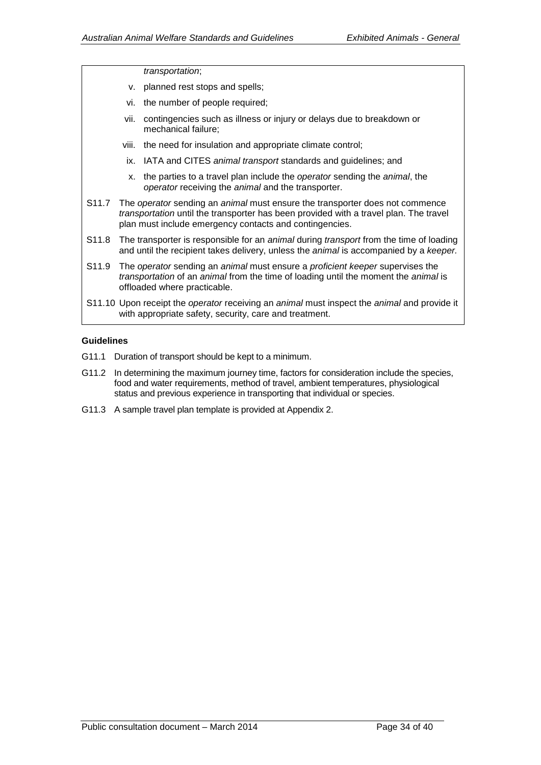*transportation*;

v. planned rest stops and spells;

vi. the number of people required;

vii. contingencies such as illness or injury or delays due to breakdown or mechanical failure;

viii. the need for insulation and appropriate climate control;

ix. IATA and CITES *animal transport* standards and guidelines; and

x. the parties to a travel plan include the *operator* sending the *animal*, the *operator* receiving the *animal* and the transporter.

S11.7 The *operator* sending an *animal* must ensure the transporter does not commence *transportation* until the transporter has been provided with a travel plan. The travel plan must include emergency contacts and contingencies.

S11.8 The transporter is responsible for an *animal* during *transport* from the time of loading and until the recipient takes delivery, unless the *animal* is accompanied by a *keeper.*

S11.9 The *operator* sending an *animal* must ensure a *proficient keeper* supervises the *transportation* of an *animal* from the time of loading until the moment the *animal* is offloaded where practicable.

S11.10 Upon receipt the *operator* receiving an *animal* must inspect the *animal* and provide it with appropriate safety, security, care and treatment.

**Guidelines**

G11.1 Duration of transport should be kept to a minimum.

G11.2 In determining the maximum journey time, factors for consideration include the species, food and water requirements, method of travel, ambient temperatures, physiological status and previous experience in transporting that individual or species.

G11.3 A sample travel plan template is provided at Appendix 2.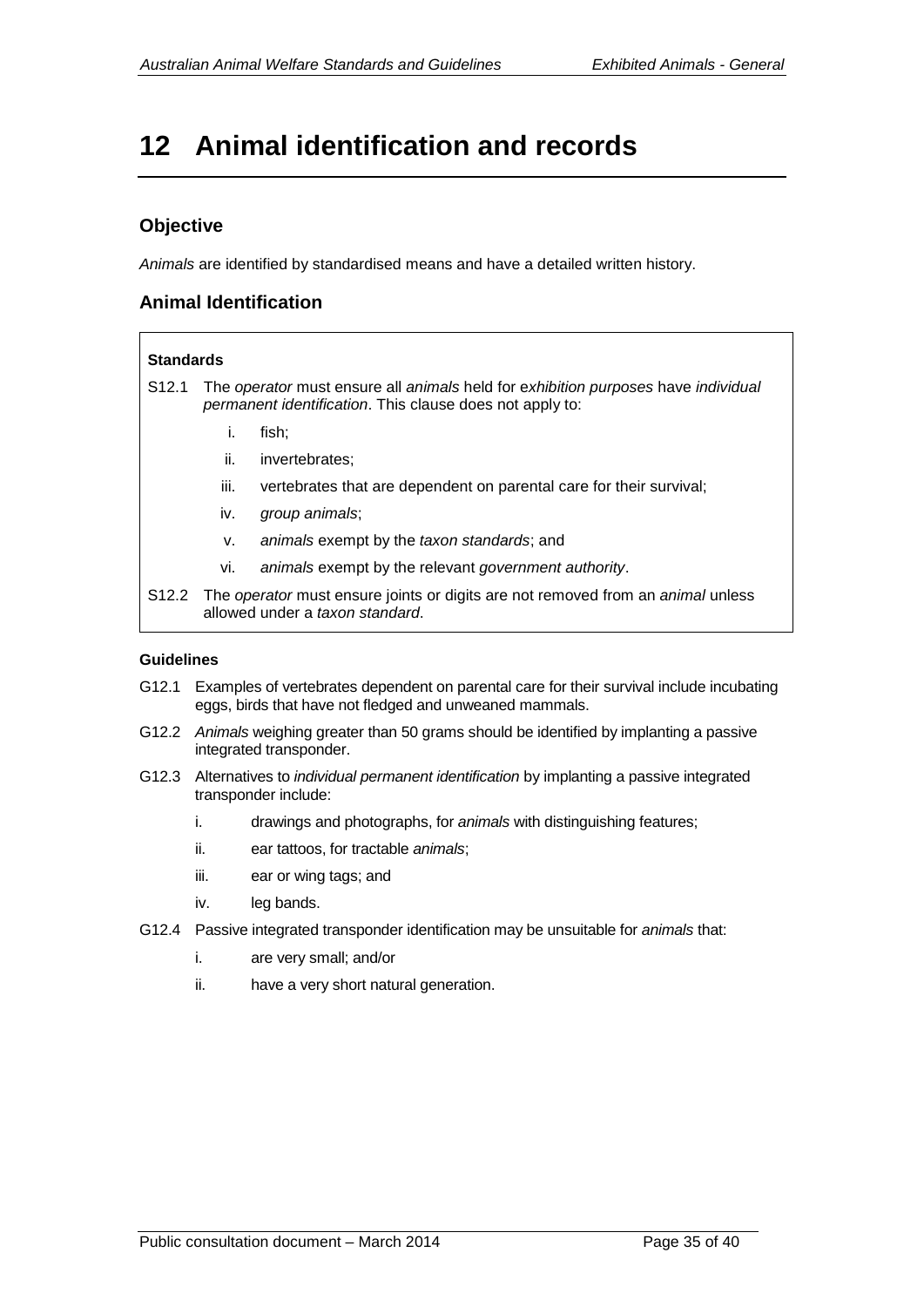# 12 Animal identification and records

## Objective

*Animals* are identified by standardised means and have a detailed written history.

## Animal Identification

**Standards**

S12.1 The *operator* must ensure all *animals* held for *exhibition purposes* have *individual permanent identification*. This clause does not apply to:

i. fish;

ii. invertebrates;

iii. vertebrates that are dependent on parental care for their survival;

iv. *group animals*;

v. *animals* exempt by the *taxon standards*; and

vi. *animals* exempt by the relevant *government authority*.

S12.2 The *operator* must ensure joints or digits are not removed from an *animal* unless allowed under a *taxon standard*.

**Guidelines**

G12.1 Examples of vertebrates dependent on parental care for their survival include incubating eggs, birds that have not fledged and unweaned mammals.

G12.2 *Animals* weighing greater than 50 grams should be identified by implanting a passive integrated transponder.

G12.3 Alternatives to *individual permanent identification* by implanting a passive integrated transponder include:

i. drawings and photographs, for *animals* with distinguishing features;

ii. ear tattoos, for tractable *animals*;

iii. ear or wing tags; and

iv. leg bands.

G12.4 Passive integrated transponder identification may be unsuitable for *animals* that:

i. are very small; and/or

ii. have a very short natural generation.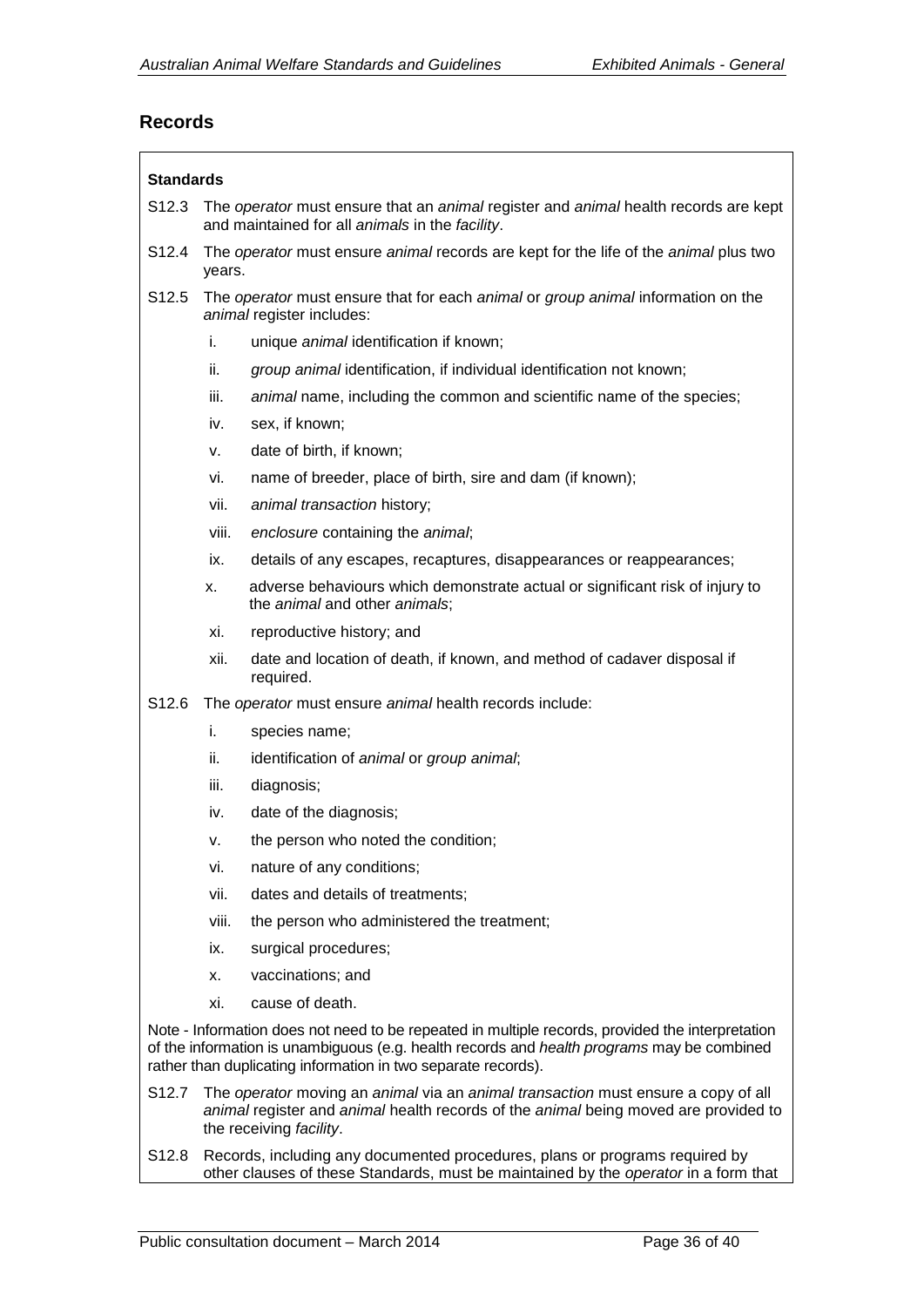## Records

**Standards**

S12.3 The *operator* must ensure that an *animal* register and *animal* health records are kept and maintained for all *animals* in the *facility*.

S12.4 The *operator* must ensure *animal* records are kept for the life of the *animal* plus two years.

S12.5 The *operator* must ensure that for each *animal* or *group animal* information on the *animal* register includes:

- i. unique *animal* identification if known;
- ii. *group animal* identification, if individual identification not known;
- iii. *animal* name, including the common and scientific name of the species;
- iv. sex, if known;
- v. date of birth, if known;
- vi. name of breeder, place of birth, sire and dam (if known);
- vii. *animal transaction* history;
- viii. *enclosure* containing the *animal*;
- ix. details of any escapes, recaptures, disappearances or reappearances;
- x. adverse behaviours which demonstrate actual or significant risk of injury to the *animal* and other *animals*;
- xi. reproductive history; and
- xii. date and location of death, if known, and method of cadaver disposal if required.

S12.6 The *operator* must ensure *animal* health records include:

- i. species name;
- ii. identification of *animal* or *group animal*;
- iii. diagnosis;
- iv. date of the diagnosis;
- v. the person who noted the condition;
- vi. nature of any conditions;
- vii. dates and details of treatments;
- viii. the person who administered the treatment;
- ix. surgical procedures;
- x. vaccinations; and
- xi. cause of death.

Note - Information does not need to be repeated in multiple records, provided the interpretation of the information is unambiguous (e.g. health records and *health programs* may be combined rather than duplicating information in two separate records).

S12.7 The *operator* moving an *animal* via an *animal transaction* must ensure a copy of all *animal* register and *animal* health records of the *animal* being moved are provided to the receiving *facility*.

S12.8 Records, including any documented procedures, plans or programs required by other clauses of these Standards, must be maintained by the *operator* in a form that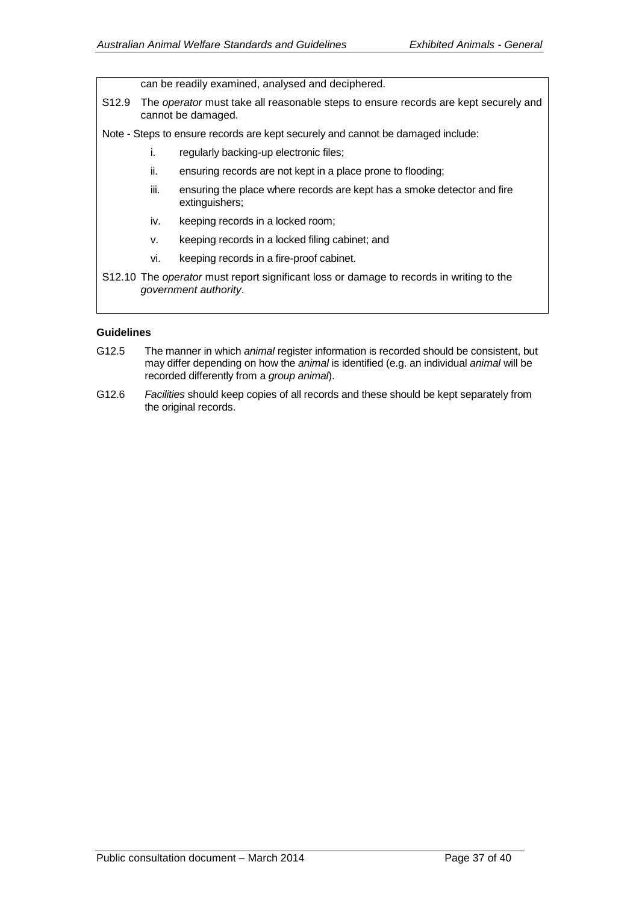can be readily examined, analysed and deciphered.

S12.9 The *operator* must take all reasonable steps to ensure records are kept securely and cannot be damaged.

Note - Steps to ensure records are kept securely and cannot be damaged include:

i. regularly backing-up electronic files;

ii. ensuring records are not kept in a place prone to flooding;

iii. ensuring the place where records are kept has a smoke detector and fire extinguishers;

iv. keeping records in a locked room;

v. keeping records in a locked filing cabinet; and

vi. keeping records in a fire-proof cabinet.

S12.10 The *operator* must report significant loss or damage to records in writing to the *government authority*.

**Guidelines**

G12.5 The manner in which *animal* register information is recorded should be consistent, but may differ depending on how the *animal* is identified (e.g. an individual *animal* will be recorded differently from a *group animal*).

G12.6 *Facilities* should keep copies of all records and these should be kept separately from the original records.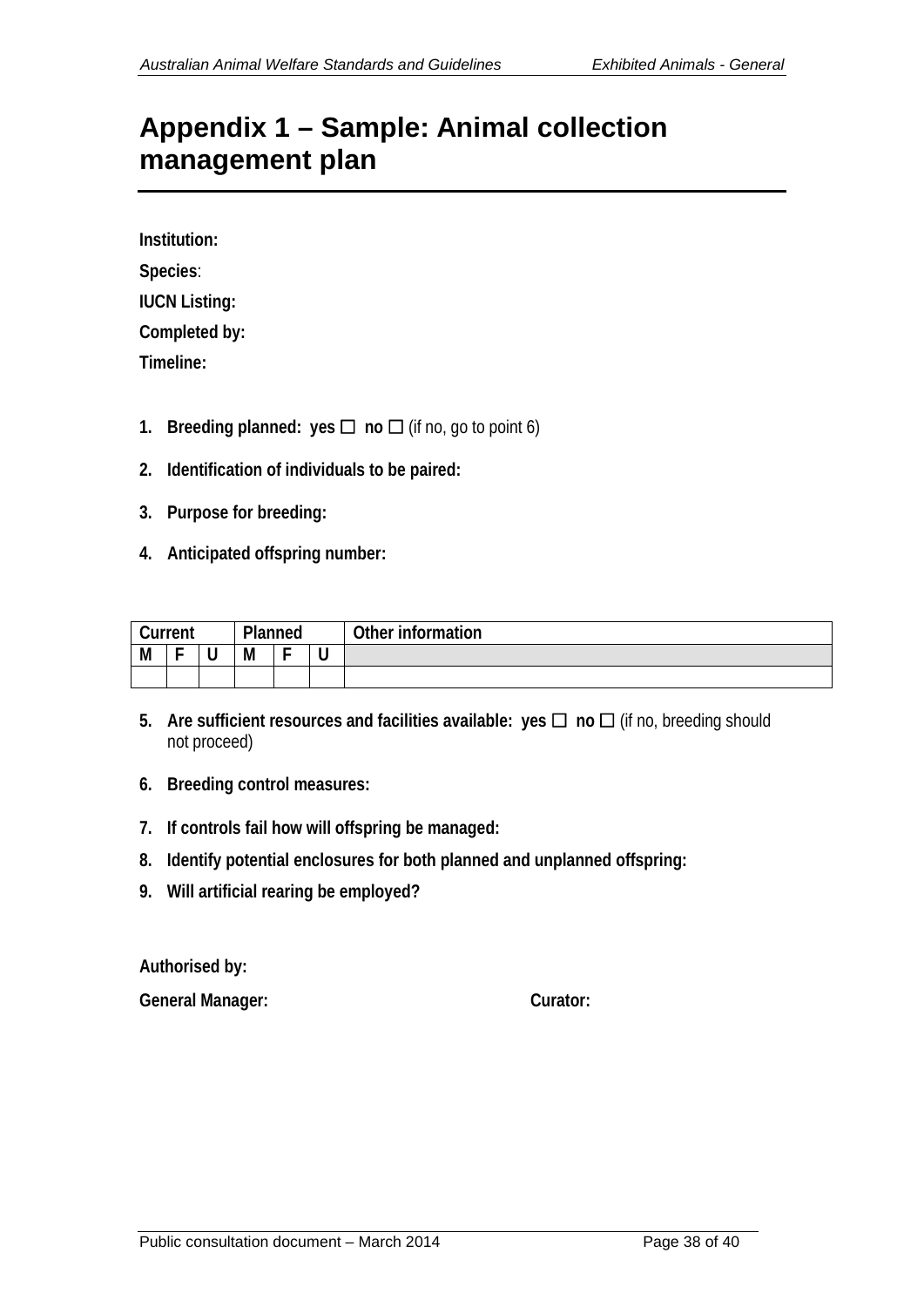# Appendix 1 – Sample: Animal collection management plan

**Institution:**

**Species**:

**IUCN Listing:**

**Completed by:**

**Timeline:**

1. **Breeding planned: yes ☐ no ☐** (if no, go to point 6)
2. **Identification of individuals to be paired:**
3. **Purpose for breeding:**
4. **Anticipated offspring number:**

| Current | | | Planned | | | Other information |
|---|---|---|---|---|---|---|
| M | F | U | M | F | U | |
| | | | | | | |

5. **Are sufficient resources and facilities available: yes ☐ no ☐** (if no, breeding should not proceed)
6. **Breeding control measures:**
7. **If controls fail how will offspring be managed:**
8. **Identify potential enclosures for both planned and unplanned offspring:**
9. **Will artificial rearing be employed?**

**Authorised by:**

**General Manager:** **Curator:**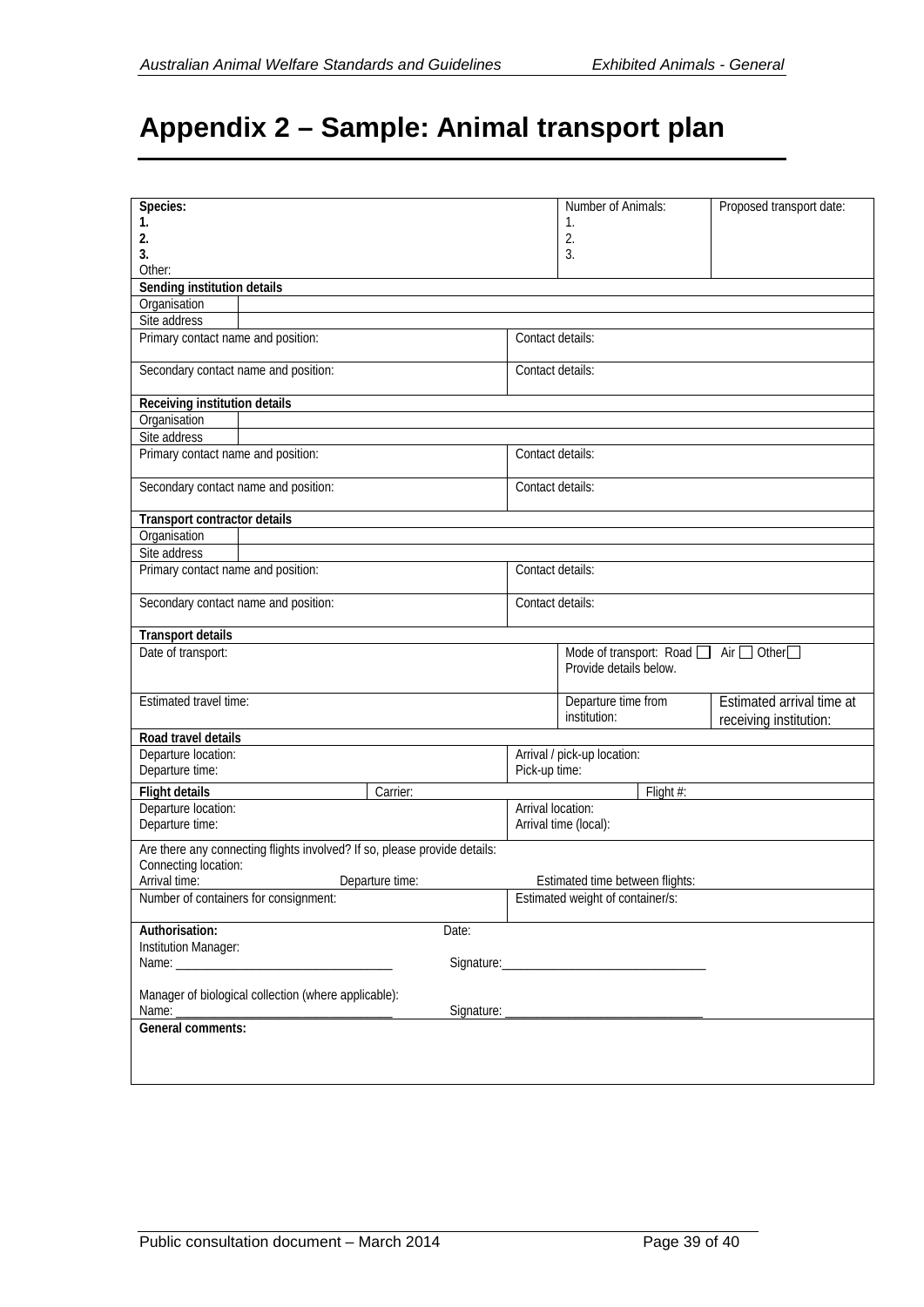# Appendix 2 – Sample: Animal transport plan

| | | | | |
|---|---|---|---|---|
| **Species:**<br>**1.**<br>**2.**<br>**3.**<br>Other: | | | Number of Animals:<br>1.<br>2.<br>3. | Proposed transport date: |
| **Sending institution details** | | | | |
| Organisation | | | | |
| Site address | | | | |
| Primary contact name and position: | | Contact details: | | |
| Secondary contact name and position: | | Contact details: | | |
| **Receiving institution details** | | | | |
| Organisation | | | | |
| Site address | | | | |
| Primary contact name and position: | | Contact details: | | |
| Secondary contact name and position: | | Contact details: | | |
| **Transport contractor details** | | | | |
| Organisation | | | | |
| Site address | | | | |
| Primary contact name and position: | | Contact details: | | |
| Secondary contact name and position: | | Contact details: | | |
| **Transport details** | | | | |
| Date of transport: | | | Mode of transport: Road ☐ Air ☐ Other ☐<br>Provide details below. | |
| Estimated travel time: | | | Departure time from institution: | Estimated arrival time at receiving institution: |
| **Road travel details** | | | | |
| Departure location:<br>Departure time: | | Arrival / pick-up location:<br>Pick-up time: | | |
| **Flight details** | Carrier: | | Flight #: | |
| Departure location:<br>Departure time: | | Arrival location:<br>Arrival time (local): | | |
| Are there any connecting flights involved? If so, please provide details:<br>Connecting location:<br>Arrival time: Departure time: Estimated time between flights: | | | | |
| Number of containers for consignment: | | Estimated weight of container/s: | | |
| **Authorisation:** Date:<br>Institution Manager:<br>Name: ___________________________________ Signature:________________________________<br><br>Manager of biological collection (where applicable):<br>Name: ___________________________________ Signature: _______________________________ | | | | |
| **General comments:** | | | | |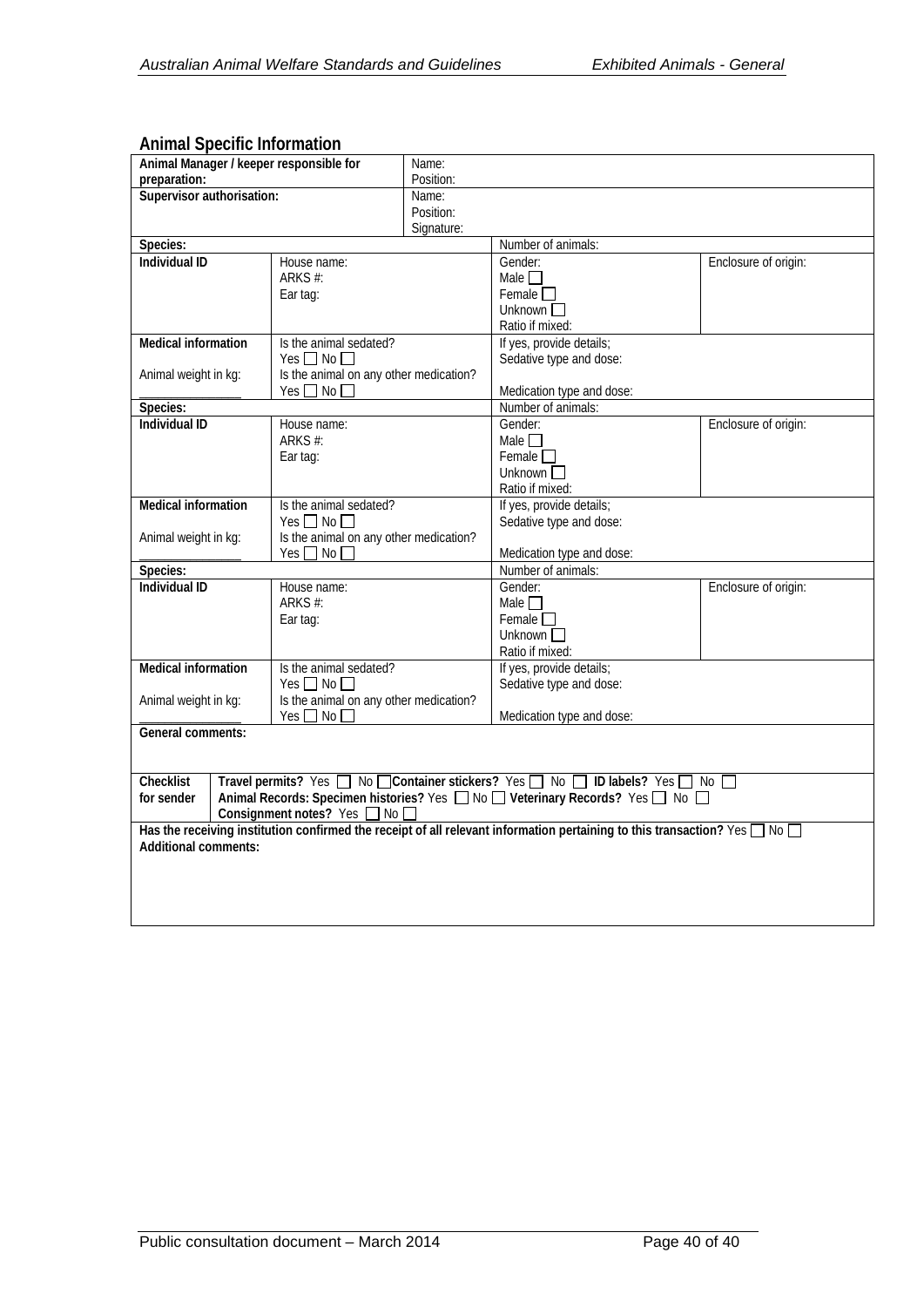## Animal Specific Information

| | | | | |
|---|---|---|---|---|
| **Animal Manager / keeper responsible for preparation:** | | Name:<br>Position: | | |
| **Supervisor authorisation:** | | Name:<br>Position:<br>Signature: | | |
| **Species:** | | | Number of animals: | |
| **Individual ID** | House name:<br>ARKS #:<br>Ear tag: | | Gender:<br>Male ☐<br>Female ☐<br>Unknown ☐<br>Ratio if mixed: | Enclosure of origin: |
| **Medical information**<br><br>Animal weight in kg:<br>_______________ | Is the animal sedated?<br>Yes ☐ No ☐<br>Is the animal on any other medication?<br>Yes ☐ No ☐ | | If yes, provide details;<br>Sedative type and dose:<br><br>Medication type and dose: | |
| **Species:** | | | Number of animals: | |
| **Individual ID** | House name:<br>ARKS #:<br>Ear tag: | | Gender:<br>Male ☐<br>Female ☐<br>Unknown ☐<br>Ratio if mixed: | Enclosure of origin: |
| **Medical information**<br><br>Animal weight in kg:<br>_______________ | Is the animal sedated?<br>Yes ☐ No ☐<br>Is the animal on any other medication?<br>Yes ☐ No ☐ | | If yes, provide details;<br>Sedative type and dose:<br><br>Medication type and dose: | |
| **Species:** | | | Number of animals: | |
| **Individual ID** | House name:<br>ARKS #:<br>Ear tag: | | Gender:<br>Male ☐<br>Female ☐<br>Unknown ☐<br>Ratio if mixed: | Enclosure of origin: |
| **Medical information**<br><br>Animal weight in kg:<br>_______________ | Is the animal sedated?<br>Yes ☐ No ☐<br>Is the animal on any other medication?<br>Yes ☐ No ☐ | | If yes, provide details;<br>Sedative type and dose:<br><br>Medication type and dose: | |
| **General comments:** | | | | |
| **Checklist for sender** | **Travel permits?** Yes ☐ No ☐ **Container stickers?** Yes ☐ No ☐ **ID labels?** Yes ☐ No ☐<br>**Animal Records: Specimen histories?** Yes ☐ No ☐ **Veterinary Records?** Yes ☐ No ☐<br>**Consignment notes?** Yes ☐ No ☐ | | | |
| **Has the receiving institution confirmed the receipt of all relevant information pertaining to this transaction?** Yes ☐ No ☐<br>**Additional comments:** | | | | |